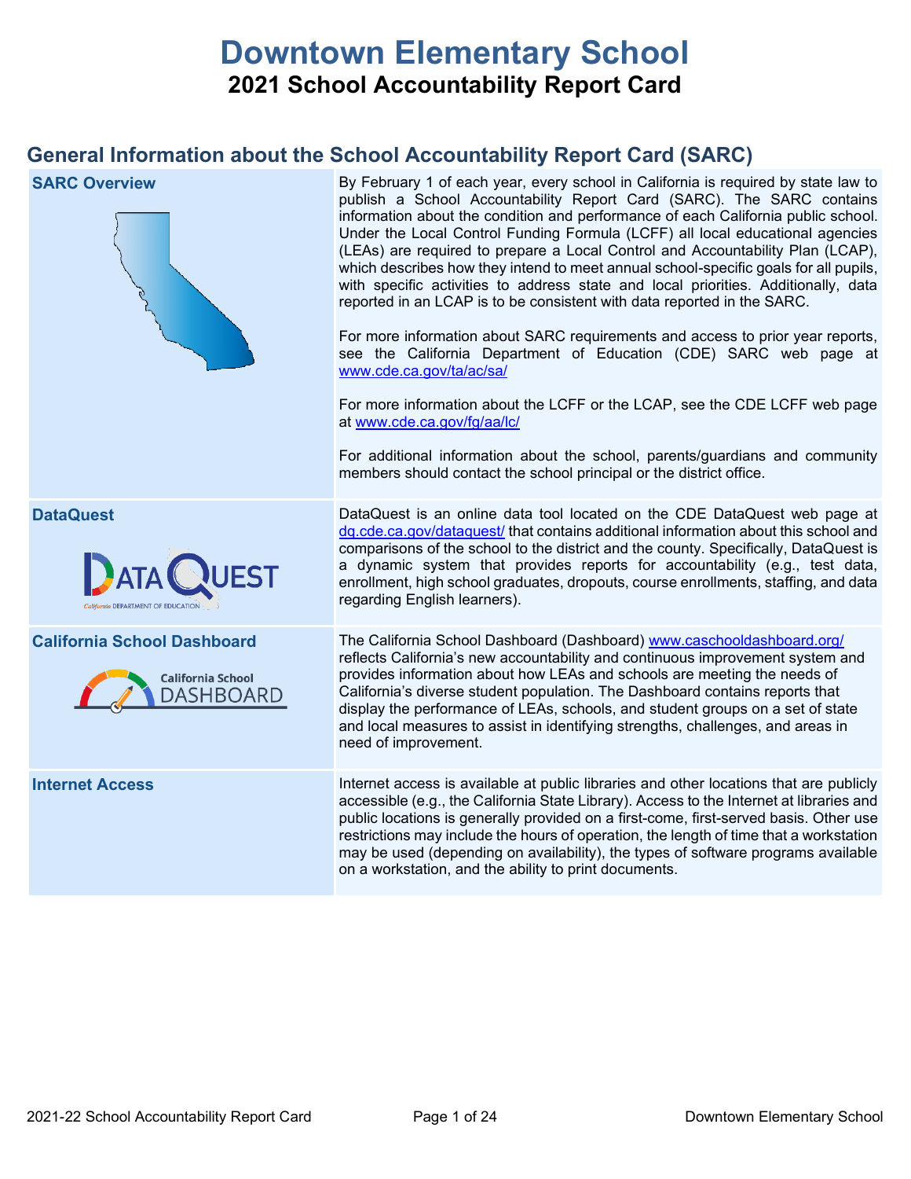# Downtown Elementary School

## 2021 School Accountability Report Card

## General Information about the School Accountability Report Card (SARC)

| | |
|---|---|
| **SARC Overview** | By February 1 of each year, every school in California is required by state law to publish a School Accountability Report Card (SARC). The SARC contains information about the condition and performance of each California public school. Under the Local Control Funding Formula (LCFF) all local educational agencies (LEAs) are required to prepare a Local Control and Accountability Plan (LCAP), which describes how they intend to meet annual school-specific goals for all pupils, with specific activities to address state and local priorities. Additionally, data reported in an LCAP is to be consistent with data reported in the SARC.<br><br>For more information about SARC requirements and access to prior year reports, see the California Department of Education (CDE) SARC web page at www.cde.ca.gov/ta/ac/sa/<br><br>For more information about the LCFF or the LCAP, see the CDE LCFF web page at www.cde.ca.gov/fg/aa/lc/<br><br>For additional information about the school, parents/guardians and community members should contact the school principal or the district office. |
| **DataQuest** | DataQuest is an online data tool located on the CDE DataQuest web page at dq.cde.ca.gov/dataquest/ that contains additional information about this school and comparisons of the school to the district and the county. Specifically, DataQuest is a dynamic system that provides reports for accountability (e.g., test data, enrollment, high school graduates, dropouts, course enrollments, staffing, and data regarding English learners). |
| **California School Dashboard** | The California School Dashboard (Dashboard) www.caschooldashboard.org/ reflects California's new accountability and continuous improvement system and provides information about how LEAs and schools are meeting the needs of California's diverse student population. The Dashboard contains reports that display the performance of LEAs, schools, and student groups on a set of state and local measures to assist in identifying strengths, challenges, and areas in need of improvement. |
| **Internet Access** | Internet access is available at public libraries and other locations that are publicly accessible (e.g., the California State Library). Access to the Internet at libraries and public locations is generally provided on a first-come, first-served basis. Other use restrictions may include the hours of operation, the length of time that a workstation may be used (depending on availability), the types of software programs available on a workstation, and the ability to print documents. |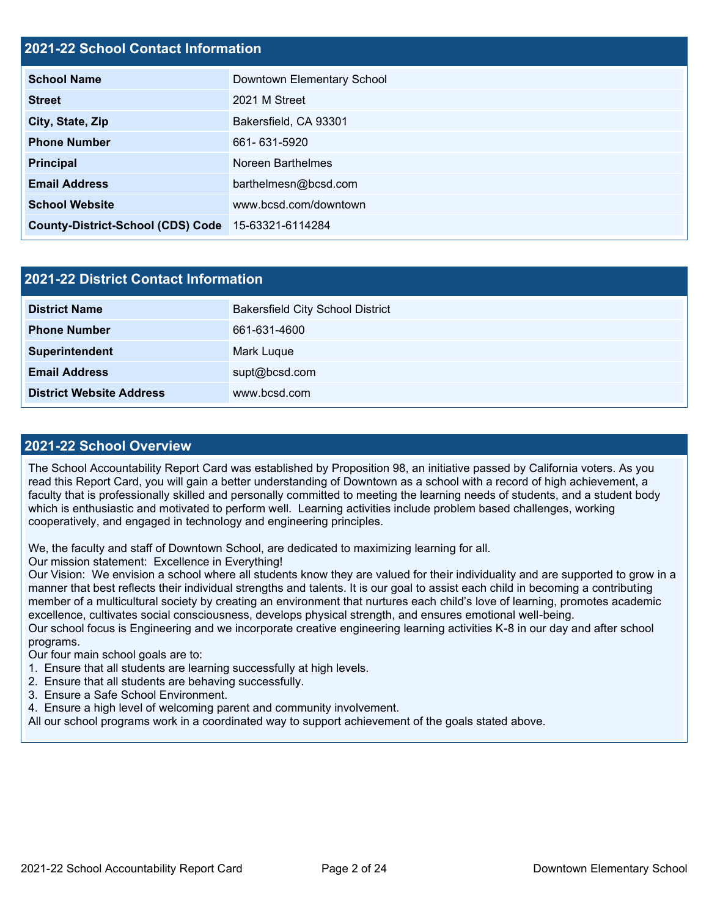## 2021-22 School Contact Information

| 2021-22 School Contact Information | |
|---|---|
| **School Name** | Downtown Elementary School |
| **Street** | 2021 M Street |
| **City, State, Zip** | Bakersfield, CA 93301 |
| **Phone Number** | 661- 631-5920 |
| **Principal** | Noreen Barthelmes |
| **Email Address** | barthelmesn@bcsd.com |
| **School Website** | www.bcsd.com/downtown |
| **County-District-School (CDS) Code** | 15-63321-6114284 |

## 2021-22 District Contact Information

| 2021-22 District Contact Information | |
|---|---|
| **District Name** | Bakersfield City School District |
| **Phone Number** | 661-631-4600 |
| **Superintendent** | Mark Luque |
| **Email Address** | supt@bcsd.com |
| **District Website Address** | www.bcsd.com |

## 2021-22 School Overview

The School Accountability Report Card was established by Proposition 98, an initiative passed by California voters. As you read this Report Card, you will gain a better understanding of Downtown as a school with a record of high achievement, a faculty that is professionally skilled and personally committed to meeting the learning needs of students, and a student body which is enthusiastic and motivated to perform well. Learning activities include problem based challenges, working cooperatively, and engaged in technology and engineering principles.

We, the faculty and staff of Downtown School, are dedicated to maximizing learning for all.
Our mission statement: Excellence in Everything!
Our Vision: We envision a school where all students know they are valued for their individuality and are supported to grow in a manner that best reflects their individual strengths and talents. It is our goal to assist each child in becoming a contributing member of a multicultural society by creating an environment that nurtures each child's love of learning, promotes academic excellence, cultivates social consciousness, develops physical strength, and ensures emotional well-being.
Our school focus is Engineering and we incorporate creative engineering learning activities K-8 in our day and after school programs.
Our four main school goals are to:

1. Ensure that all students are learning successfully at high levels.
2. Ensure that all students are behaving successfully.
3. Ensure a Safe School Environment.
4. Ensure a high level of welcoming parent and community involvement.

All our school programs work in a coordinated way to support achievement of the goals stated above.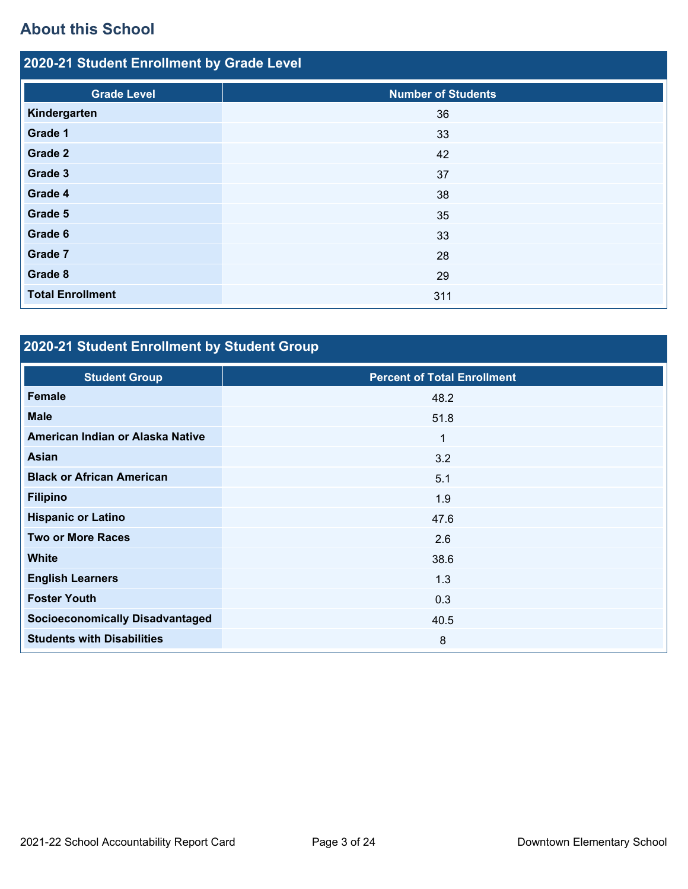## About this School

### 2020-21 Student Enrollment by Grade Level

| Grade Level | Number of Students |
|---|---|
| **Kindergarten** | 36 |
| **Grade 1** | 33 |
| **Grade 2** | 42 |
| **Grade 3** | 37 |
| **Grade 4** | 38 |
| **Grade 5** | 35 |
| **Grade 6** | 33 |
| **Grade 7** | 28 |
| **Grade 8** | 29 |
| **Total Enrollment** | 311 |

### 2020-21 Student Enrollment by Student Group

| Student Group | Percent of Total Enrollment |
|---|---|
| **Female** | 48.2 |
| **Male** | 51.8 |
| **American Indian or Alaska Native** | 1 |
| **Asian** | 3.2 |
| **Black or African American** | 5.1 |
| **Filipino** | 1.9 |
| **Hispanic or Latino** | 47.6 |
| **Two or More Races** | 2.6 |
| **White** | 38.6 |
| **English Learners** | 1.3 |
| **Foster Youth** | 0.3 |
| **Socioeconomically Disadvantaged** | 40.5 |
| **Students with Disabilities** | 8 |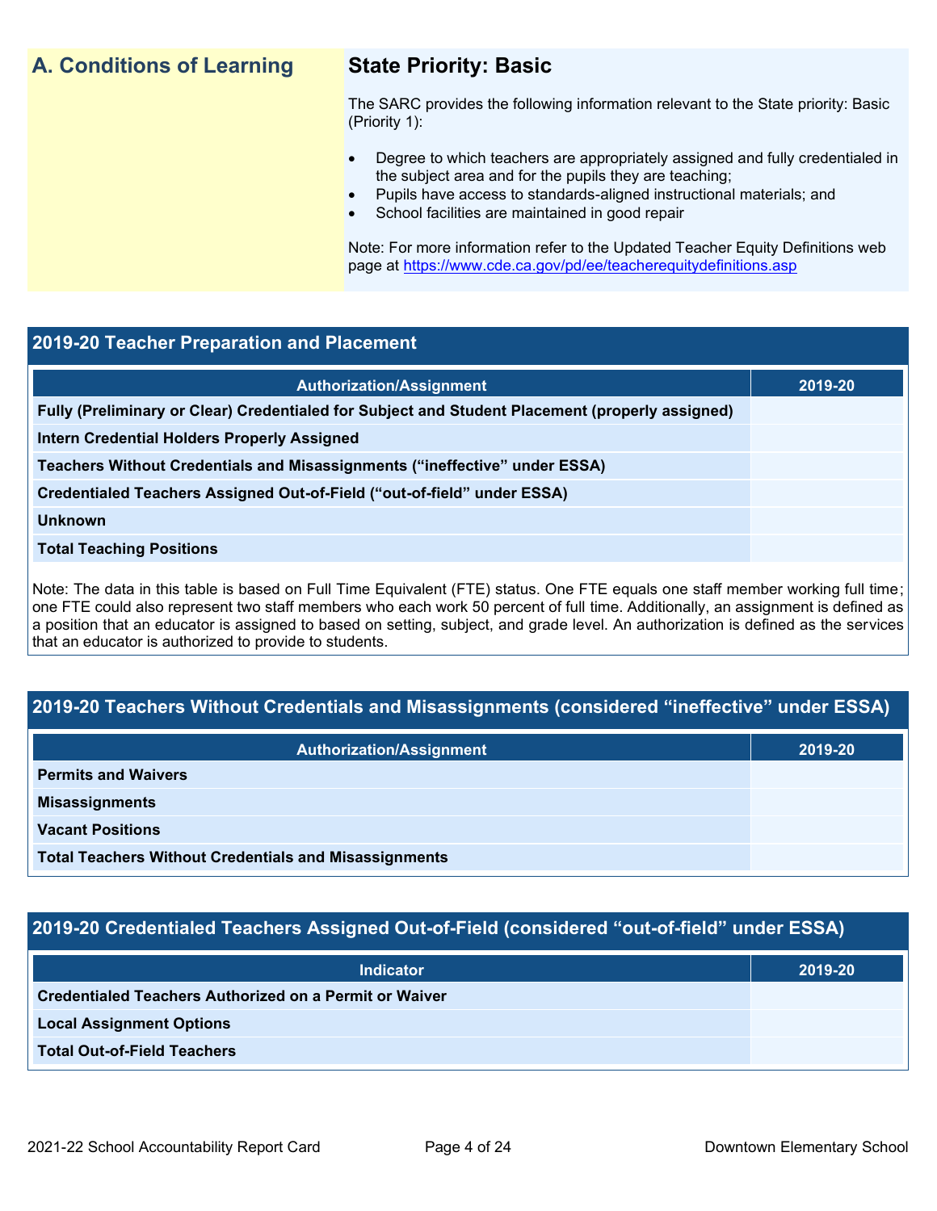## A. Conditions of Learning

### State Priority: Basic

The SARC provides the following information relevant to the State priority: Basic (Priority 1):

- Degree to which teachers are appropriately assigned and fully credentialed in the subject area and for the pupils they are teaching;
- Pupils have access to standards-aligned instructional materials; and
- School facilities are maintained in good repair

Note: For more information refer to the Updated Teacher Equity Definitions web page at https://www.cde.ca.gov/pd/ee/teacherequitydefinitions.asp

### 2019-20 Teacher Preparation and Placement

| Authorization/Assignment | 2019-20 |
|---|---|
| Fully (Preliminary or Clear) Credentialed for Subject and Student Placement (properly assigned) | |
| Intern Credential Holders Properly Assigned | |
| Teachers Without Credentials and Misassignments ("ineffective" under ESSA) | |
| Credentialed Teachers Assigned Out-of-Field ("out-of-field" under ESSA) | |
| Unknown | |
| Total Teaching Positions | |

Note: The data in this table is based on Full Time Equivalent (FTE) status. One FTE equals one staff member working full time; one FTE could also represent two staff members who each work 50 percent of full time. Additionally, an assignment is defined as a position that an educator is assigned to based on setting, subject, and grade level. An authorization is defined as the services that an educator is authorized to provide to students.

### 2019-20 Teachers Without Credentials and Misassignments (considered "ineffective" under ESSA)

| Authorization/Assignment | 2019-20 |
|---|---|
| Permits and Waivers | |
| Misassignments | |
| Vacant Positions | |
| Total Teachers Without Credentials and Misassignments | |

### 2019-20 Credentialed Teachers Assigned Out-of-Field (considered "out-of-field" under ESSA)

| Indicator | 2019-20 |
|---|---|
| Credentialed Teachers Authorized on a Permit or Waiver | |
| Local Assignment Options | |
| Total Out-of-Field Teachers | |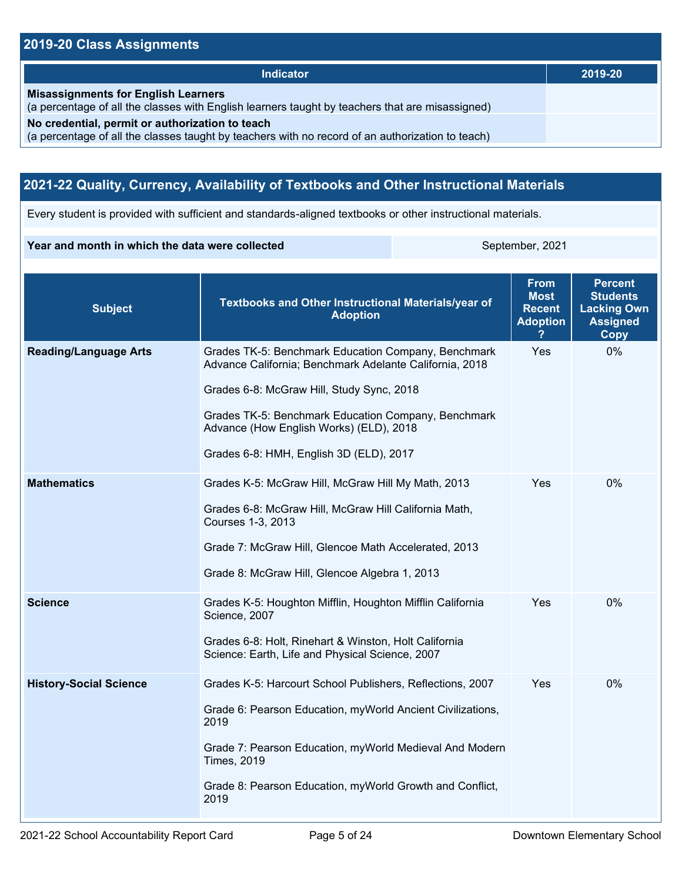## 2019-20 Class Assignments

| Indicator | 2019-20 |
| --- | --- |
| **Misassignments for English Learners**<br>(a percentage of all the classes with English learners taught by teachers that are misassigned) | |
| **No credential, permit or authorization to teach**<br>(a percentage of all the classes taught by teachers with no record of an authorization to teach) | |

## 2021-22 Quality, Currency, Availability of Textbooks and Other Instructional Materials

Every student is provided with sufficient and standards-aligned textbooks or other instructional materials.

| **Year and month in which the data were collected** | September, 2021 |
| --- | --- |

| Subject | Textbooks and Other Instructional Materials/year of Adoption | From Most Recent Adoption ? | Percent Students Lacking Own Assigned Copy |
| --- | --- | --- | --- |
| **Reading/Language Arts** | Grades TK-5: Benchmark Education Company, Benchmark Advance California; Benchmark Adelante California, 2018<br><br>Grades 6-8: McGraw Hill, Study Sync, 2018<br><br>Grades TK-5: Benchmark Education Company, Benchmark Advance (How English Works) (ELD), 2018<br><br>Grades 6-8: HMH, English 3D (ELD), 2017 | Yes | 0% |
| **Mathematics** | Grades K-5: McGraw Hill, McGraw Hill My Math, 2013<br><br>Grades 6-8: McGraw Hill, McGraw Hill California Math, Courses 1-3, 2013<br><br>Grade 7: McGraw Hill, Glencoe Math Accelerated, 2013<br><br>Grade 8: McGraw Hill, Glencoe Algebra 1, 2013 | Yes | 0% |
| **Science** | Grades K-5: Houghton Mifflin, Houghton Mifflin California Science, 2007<br><br>Grades 6-8: Holt, Rinehart & Winston, Holt California Science: Earth, Life and Physical Science, 2007 | Yes | 0% |
| **History-Social Science** | Grades K-5: Harcourt School Publishers, Reflections, 2007<br><br>Grade 6: Pearson Education, myWorld Ancient Civilizations, 2019<br><br>Grade 7: Pearson Education, myWorld Medieval And Modern Times, 2019<br><br>Grade 8: Pearson Education, myWorld Growth and Conflict, 2019 | Yes | 0% |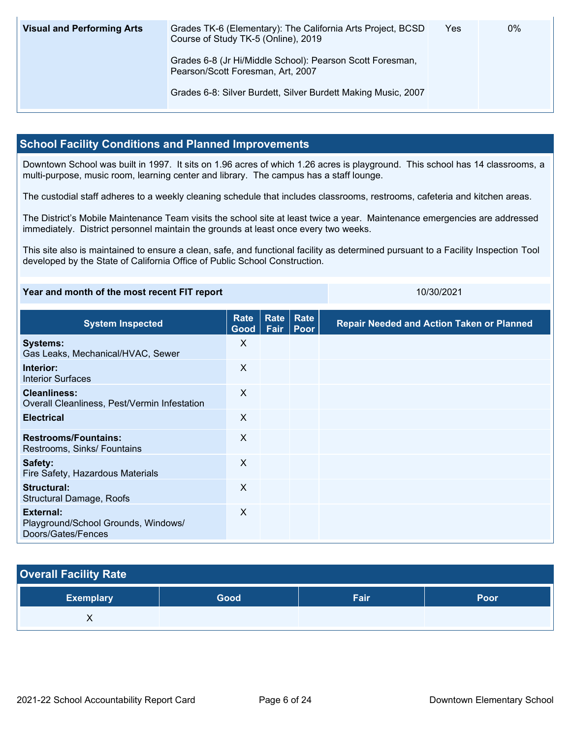| Visual and Performing Arts | Grades TK-6 (Elementary): The California Arts Project, BCSD Course of Study TK-5 (Online), 2019<br><br>Grades 6-8 (Jr Hi/Middle School): Pearson Scott Foresman, Pearson/Scott Foresman, Art, 2007<br><br>Grades 6-8: Silver Burdett, Silver Burdett Making Music, 2007 | Yes | 0% |
|---|---|---|---|

## School Facility Conditions and Planned Improvements

Downtown School was built in 1997. It sits on 1.96 acres of which 1.26 acres is playground. This school has 14 classrooms, a multi-purpose, music room, learning center and library. The campus has a staff lounge.

The custodial staff adheres to a weekly cleaning schedule that includes classrooms, restrooms, cafeteria and kitchen areas.

The District's Mobile Maintenance Team visits the school site at least twice a year. Maintenance emergencies are addressed immediately. District personnel maintain the grounds at least once every two weeks.

This site also is maintained to ensure a clean, safe, and functional facility as determined pursuant to a Facility Inspection Tool developed by the State of California Office of Public School Construction.

| Year and month of the most recent FIT report | 10/30/2021 |
|---|---|

| System Inspected | Rate Good | Rate Fair | Rate Poor | Repair Needed and Action Taken or Planned |
|---|---|---|---|---|
| **Systems:** Gas Leaks, Mechanical/HVAC, Sewer | X | | | |
| **Interior:** Interior Surfaces | X | | | |
| **Cleanliness:** Overall Cleanliness, Pest/Vermin Infestation | X | | | |
| **Electrical** | X | | | |
| **Restrooms/Fountains:** Restrooms, Sinks/ Fountains | X | | | |
| **Safety:** Fire Safety, Hazardous Materials | X | | | |
| **Structural:** Structural Damage, Roofs | X | | | |
| **External:** Playground/School Grounds, Windows/ Doors/Gates/Fences | X | | | |

## Overall Facility Rate

| Exemplary | Good | Fair | Poor |
|---|---|---|---|
| X | | | |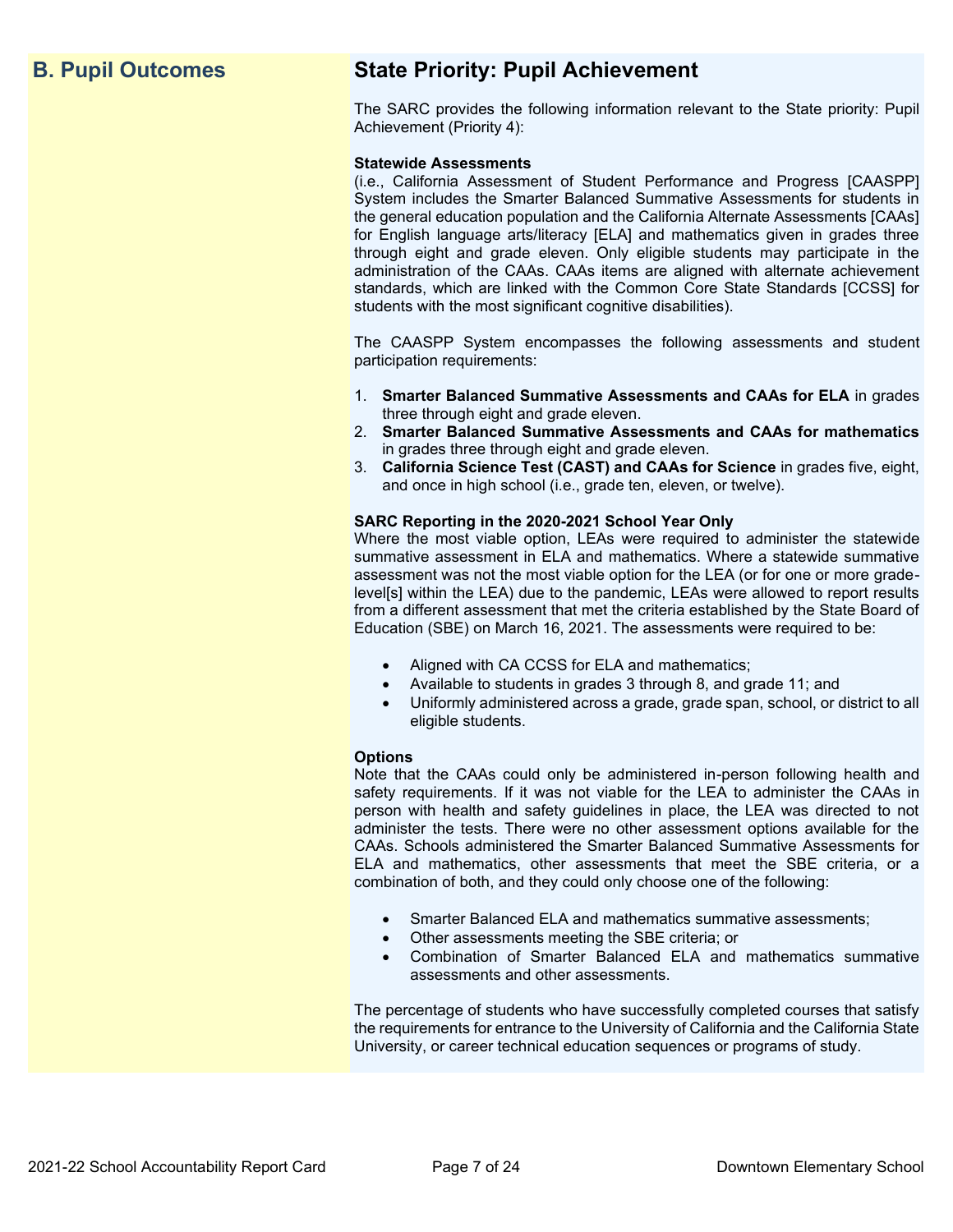## B. Pupil Outcomes

## State Priority: Pupil Achievement

The SARC provides the following information relevant to the State priority: Pupil Achievement (Priority 4):

**Statewide Assessments**
(i.e., California Assessment of Student Performance and Progress [CAASPP] System includes the Smarter Balanced Summative Assessments for students in the general education population and the California Alternate Assessments [CAAs] for English language arts/literacy [ELA] and mathematics given in grades three through eight and grade eleven. Only eligible students may participate in the administration of the CAAs. CAAs items are aligned with alternate achievement standards, which are linked with the Common Core State Standards [CCSS] for students with the most significant cognitive disabilities).

The CAASPP System encompasses the following assessments and student participation requirements:

1. **Smarter Balanced Summative Assessments and CAAs for ELA** in grades three through eight and grade eleven.
2. **Smarter Balanced Summative Assessments and CAAs for mathematics** in grades three through eight and grade eleven.
3. **California Science Test (CAST) and CAAs for Science** in grades five, eight, and once in high school (i.e., grade ten, eleven, or twelve).

**SARC Reporting in the 2020-2021 School Year Only**
Where the most viable option, LEAs were required to administer the statewide summative assessment in ELA and mathematics. Where a statewide summative assessment was not the most viable option for the LEA (or for one or more grade-level[s] within the LEA) due to the pandemic, LEAs were allowed to report results from a different assessment that met the criteria established by the State Board of Education (SBE) on March 16, 2021. The assessments were required to be:

- Aligned with CA CCSS for ELA and mathematics;
- Available to students in grades 3 through 8, and grade 11; and
- Uniformly administered across a grade, grade span, school, or district to all eligible students.

**Options**
Note that the CAAs could only be administered in-person following health and safety requirements. If it was not viable for the LEA to administer the CAAs in person with health and safety guidelines in place, the LEA was directed to not administer the tests. There were no other assessment options available for the CAAs. Schools administered the Smarter Balanced Summative Assessments for ELA and mathematics, other assessments that meet the SBE criteria, or a combination of both, and they could only choose one of the following:

- Smarter Balanced ELA and mathematics summative assessments;
- Other assessments meeting the SBE criteria; or
- Combination of Smarter Balanced ELA and mathematics summative assessments and other assessments.

The percentage of students who have successfully completed courses that satisfy the requirements for entrance to the University of California and the California State University, or career technical education sequences or programs of study.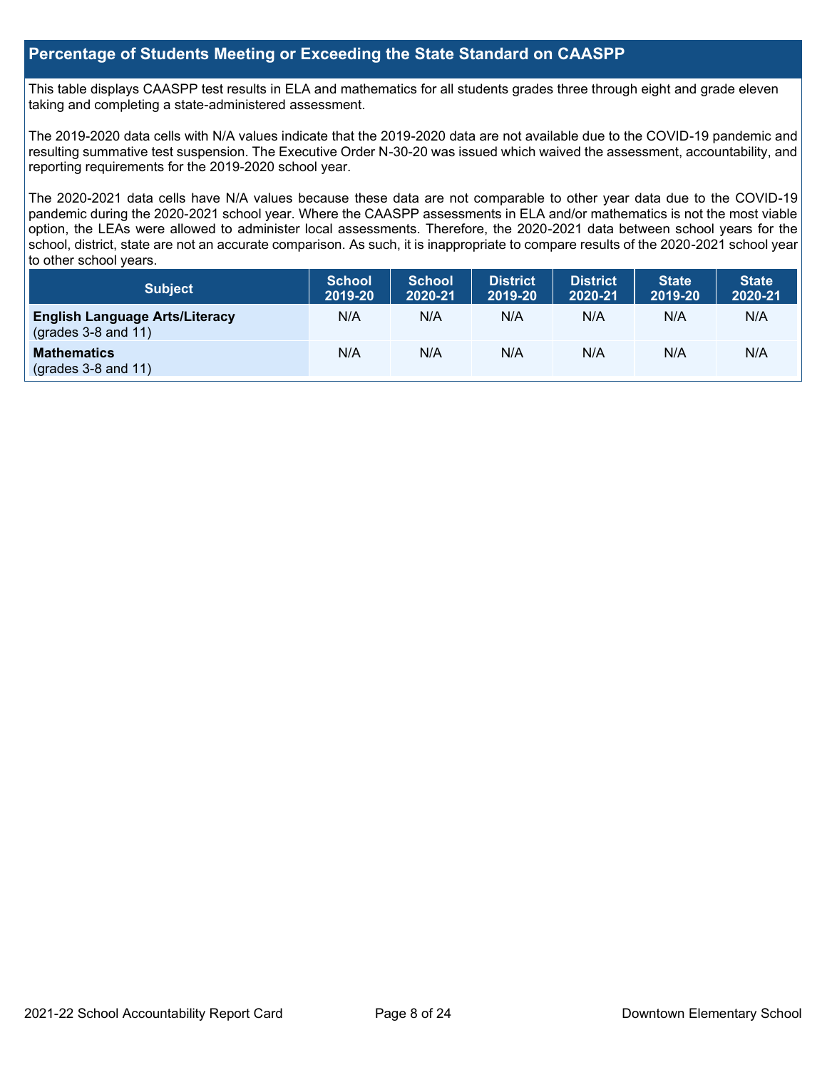## Percentage of Students Meeting or Exceeding the State Standard on CAASPP

This table displays CAASPP test results in ELA and mathematics for all students grades three through eight and grade eleven taking and completing a state-administered assessment.

The 2019-2020 data cells with N/A values indicate that the 2019-2020 data are not available due to the COVID-19 pandemic and resulting summative test suspension. The Executive Order N-30-20 was issued which waived the assessment, accountability, and reporting requirements for the 2019-2020 school year.

The 2020-2021 data cells have N/A values because these data are not comparable to other year data due to the COVID-19 pandemic during the 2020-2021 school year. Where the CAASPP assessments in ELA and/or mathematics is not the most viable option, the LEAs were allowed to administer local assessments. Therefore, the 2020-2021 data between school years for the school, district, state are not an accurate comparison. As such, it is inappropriate to compare results of the 2020-2021 school year to other school years.

| Subject | School 2019-20 | School 2020-21 | District 2019-20 | District 2020-21 | State 2019-20 | State 2020-21 |
|---|---|---|---|---|---|---|
| **English Language Arts/Literacy** (grades 3-8 and 11) | N/A | N/A | N/A | N/A | N/A | N/A |
| **Mathematics** (grades 3-8 and 11) | N/A | N/A | N/A | N/A | N/A | N/A |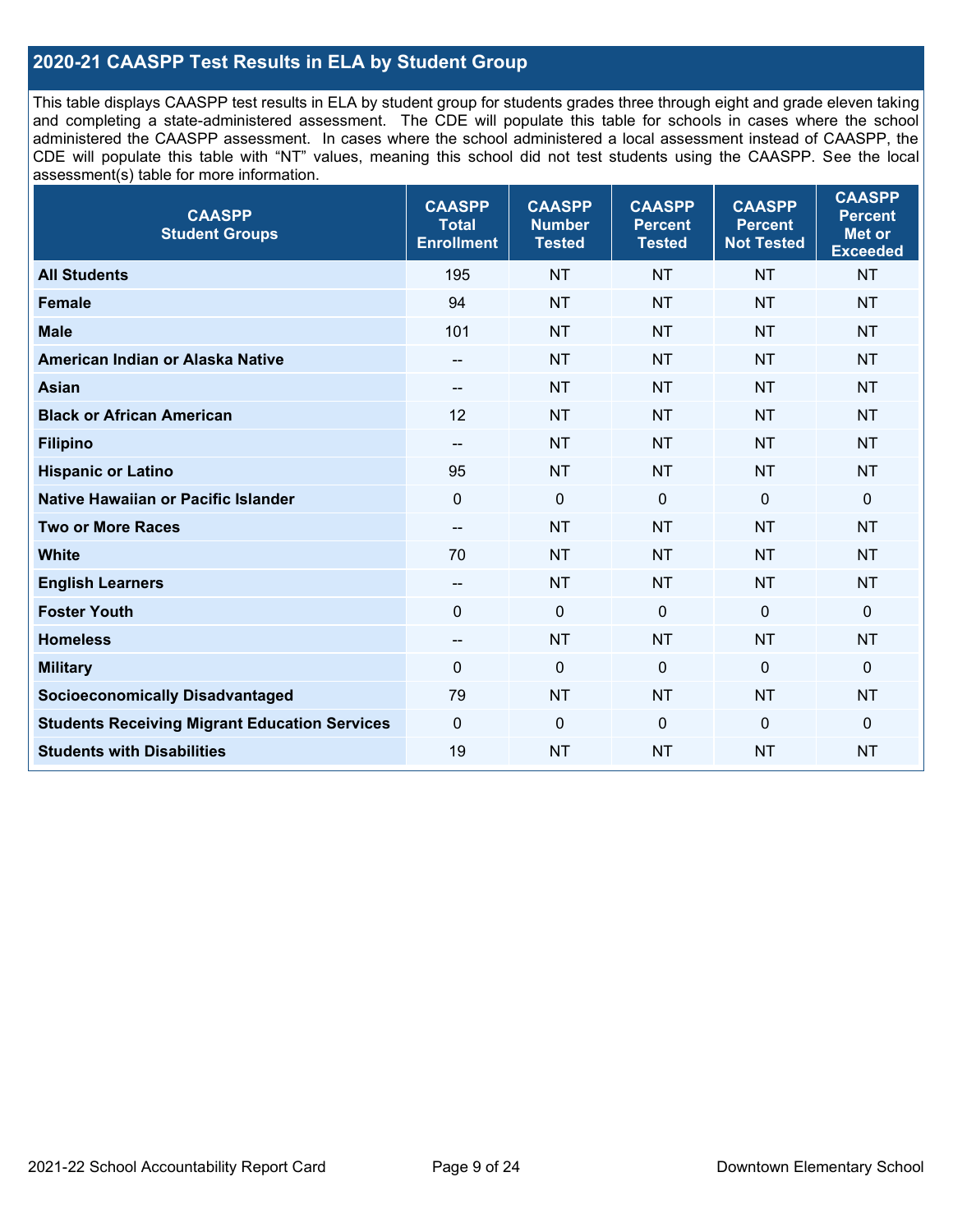## 2020-21 CAASPP Test Results in ELA by Student Group

This table displays CAASPP test results in ELA by student group for students grades three through eight and grade eleven taking and completing a state-administered assessment. The CDE will populate this table for schools in cases where the school administered the CAASPP assessment. In cases where the school administered a local assessment instead of CAASPP, the CDE will populate this table with "NT" values, meaning this school did not test students using the CAASPP. See the local assessment(s) table for more information.

| CAASPP Student Groups | CAASPP Total Enrollment | CAASPP Number Tested | CAASPP Percent Tested | CAASPP Percent Not Tested | CAASPP Percent Met or Exceeded |
|---|---|---|---|---|---|
| **All Students** | 195 | NT | NT | NT | NT |
| **Female** | 94 | NT | NT | NT | NT |
| **Male** | 101 | NT | NT | NT | NT |
| **American Indian or Alaska Native** | -- | NT | NT | NT | NT |
| **Asian** | -- | NT | NT | NT | NT |
| **Black or African American** | 12 | NT | NT | NT | NT |
| **Filipino** | -- | NT | NT | NT | NT |
| **Hispanic or Latino** | 95 | NT | NT | NT | NT |
| **Native Hawaiian or Pacific Islander** | 0 | 0 | 0 | 0 | 0 |
| **Two or More Races** | -- | NT | NT | NT | NT |
| **White** | 70 | NT | NT | NT | NT |
| **English Learners** | -- | NT | NT | NT | NT |
| **Foster Youth** | 0 | 0 | 0 | 0 | 0 |
| **Homeless** | -- | NT | NT | NT | NT |
| **Military** | 0 | 0 | 0 | 0 | 0 |
| **Socioeconomically Disadvantaged** | 79 | NT | NT | NT | NT |
| **Students Receiving Migrant Education Services** | 0 | 0 | 0 | 0 | 0 |
| **Students with Disabilities** | 19 | NT | NT | NT | NT |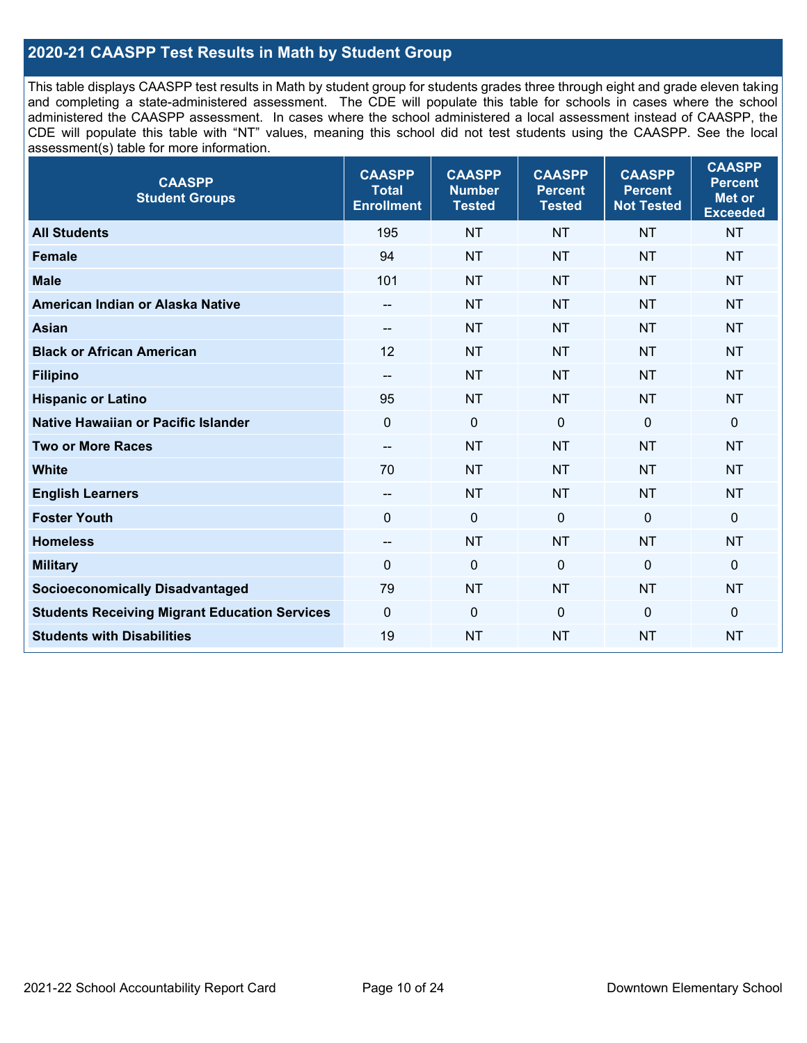## 2020-21 CAASPP Test Results in Math by Student Group

This table displays CAASPP test results in Math by student group for students grades three through eight and grade eleven taking and completing a state-administered assessment. The CDE will populate this table for schools in cases where the school administered the CAASPP assessment. In cases where the school administered a local assessment instead of CAASPP, the CDE will populate this table with "NT" values, meaning this school did not test students using the CAASPP. See the local assessment(s) table for more information.

| CAASPP Student Groups | CAASPP Total Enrollment | CAASPP Number Tested | CAASPP Percent Tested | CAASPP Percent Not Tested | CAASPP Percent Met or Exceeded |
|---|---|---|---|---|---|
| **All Students** | 195 | NT | NT | NT | NT |
| **Female** | 94 | NT | NT | NT | NT |
| **Male** | 101 | NT | NT | NT | NT |
| **American Indian or Alaska Native** | -- | NT | NT | NT | NT |
| **Asian** | -- | NT | NT | NT | NT |
| **Black or African American** | 12 | NT | NT | NT | NT |
| **Filipino** | -- | NT | NT | NT | NT |
| **Hispanic or Latino** | 95 | NT | NT | NT | NT |
| **Native Hawaiian or Pacific Islander** | 0 | 0 | 0 | 0 | 0 |
| **Two or More Races** | -- | NT | NT | NT | NT |
| **White** | 70 | NT | NT | NT | NT |
| **English Learners** | -- | NT | NT | NT | NT |
| **Foster Youth** | 0 | 0 | 0 | 0 | 0 |
| **Homeless** | -- | NT | NT | NT | NT |
| **Military** | 0 | 0 | 0 | 0 | 0 |
| **Socioeconomically Disadvantaged** | 79 | NT | NT | NT | NT |
| **Students Receiving Migrant Education Services** | 0 | 0 | 0 | 0 | 0 |
| **Students with Disabilities** | 19 | NT | NT | NT | NT |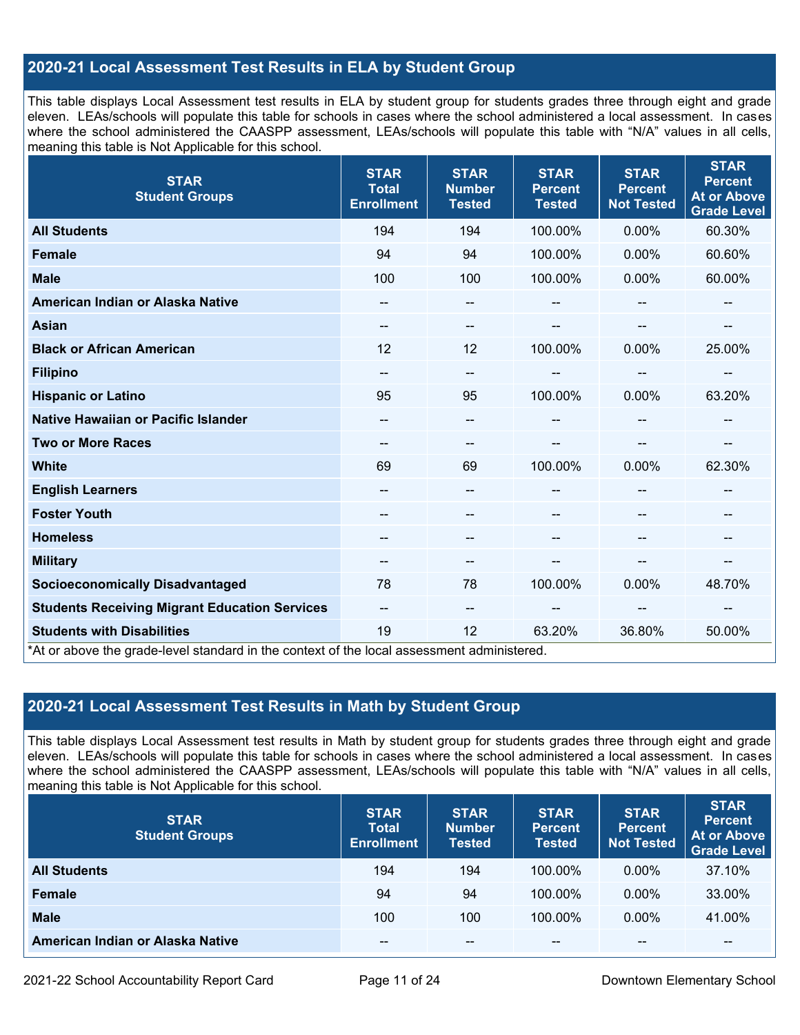## 2020-21 Local Assessment Test Results in ELA by Student Group

This table displays Local Assessment test results in ELA by student group for students grades three through eight and grade eleven. LEAs/schools will populate this table for schools in cases where the school administered a local assessment. In cases where the school administered the CAASPP assessment, LEAs/schools will populate this table with "N/A" values in all cells, meaning this table is Not Applicable for this school.

| STAR Student Groups | STAR Total Enrollment | STAR Number Tested | STAR Percent Tested | STAR Percent Not Tested | STAR Percent At or Above Grade Level |
|---|---|---|---|---|---|
| **All Students** | 194 | 194 | 100.00% | 0.00% | 60.30% |
| **Female** | 94 | 94 | 100.00% | 0.00% | 60.60% |
| **Male** | 100 | 100 | 100.00% | 0.00% | 60.00% |
| **American Indian or Alaska Native** | -- | -- | -- | -- | -- |
| **Asian** | -- | -- | -- | -- | -- |
| **Black or African American** | 12 | 12 | 100.00% | 0.00% | 25.00% |
| **Filipino** | -- | -- | -- | -- | -- |
| **Hispanic or Latino** | 95 | 95 | 100.00% | 0.00% | 63.20% |
| **Native Hawaiian or Pacific Islander** | -- | -- | -- | -- | -- |
| **Two or More Races** | -- | -- | -- | -- | -- |
| **White** | 69 | 69 | 100.00% | 0.00% | 62.30% |
| **English Learners** | -- | -- | -- | -- | -- |
| **Foster Youth** | -- | -- | -- | -- | -- |
| **Homeless** | -- | -- | -- | -- | -- |
| **Military** | -- | -- | -- | -- | -- |
| **Socioeconomically Disadvantaged** | 78 | 78 | 100.00% | 0.00% | 48.70% |
| **Students Receiving Migrant Education Services** | -- | -- | -- | -- | -- |
| **Students with Disabilities** | 19 | 12 | 63.20% | 36.80% | 50.00% |

*At or above the grade-level standard in the context of the local assessment administered.

## 2020-21 Local Assessment Test Results in Math by Student Group

This table displays Local Assessment test results in Math by student group for students grades three through eight and grade eleven. LEAs/schools will populate this table for schools in cases where the school administered a local assessment. In cases where the school administered the CAASPP assessment, LEAs/schools will populate this table with "N/A" values in all cells, meaning this table is Not Applicable for this school.

| STAR Student Groups | STAR Total Enrollment | STAR Number Tested | STAR Percent Tested | STAR Percent Not Tested | STAR Percent At or Above Grade Level |
|---|---|---|---|---|---|
| **All Students** | 194 | 194 | 100.00% | 0.00% | 37.10% |
| **Female** | 94 | 94 | 100.00% | 0.00% | 33.00% |
| **Male** | 100 | 100 | 100.00% | 0.00% | 41.00% |
| **American Indian or Alaska Native** | -- | -- | -- | -- | -- |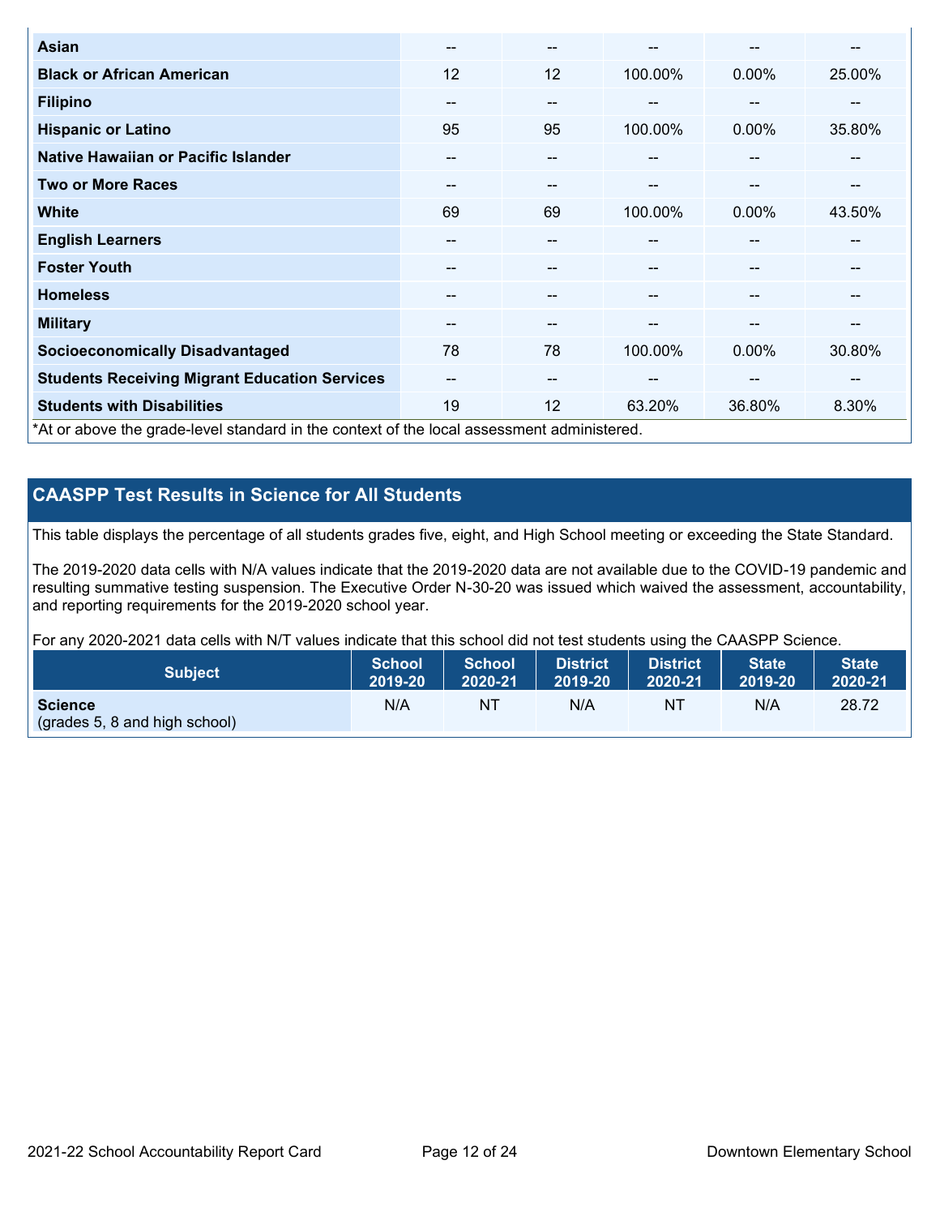| | | | | | |
|---|---|---|---|---|---|
| **Asian** | -- | -- | -- | -- | -- |
| **Black or African American** | 12 | 12 | 100.00% | 0.00% | 25.00% |
| **Filipino** | -- | -- | -- | -- | -- |
| **Hispanic or Latino** | 95 | 95 | 100.00% | 0.00% | 35.80% |
| **Native Hawaiian or Pacific Islander** | -- | -- | -- | -- | -- |
| **Two or More Races** | -- | -- | -- | -- | -- |
| **White** | 69 | 69 | 100.00% | 0.00% | 43.50% |
| **English Learners** | -- | -- | -- | -- | -- |
| **Foster Youth** | -- | -- | -- | -- | -- |
| **Homeless** | -- | -- | -- | -- | -- |
| **Military** | -- | -- | -- | -- | -- |
| **Socioeconomically Disadvantaged** | 78 | 78 | 100.00% | 0.00% | 30.80% |
| **Students Receiving Migrant Education Services** | -- | -- | -- | -- | -- |
| **Students with Disabilities** | 19 | 12 | 63.20% | 36.80% | 8.30% |

*At or above the grade-level standard in the context of the local assessment administered.

## CAASPP Test Results in Science for All Students

This table displays the percentage of all students grades five, eight, and High School meeting or exceeding the State Standard.

The 2019-2020 data cells with N/A values indicate that the 2019-2020 data are not available due to the COVID-19 pandemic and resulting summative testing suspension. The Executive Order N-30-20 was issued which waived the assessment, accountability, and reporting requirements for the 2019-2020 school year.

For any 2020-2021 data cells with N/T values indicate that this school did not test students using the CAASPP Science.

| Subject | School 2019-20 | School 2020-21 | District 2019-20 | District 2020-21 | State 2019-20 | State 2020-21 |
|---|---|---|---|---|---|---|
| **Science** (grades 5, 8 and high school) | N/A | NT | N/A | NT | N/A | 28.72 |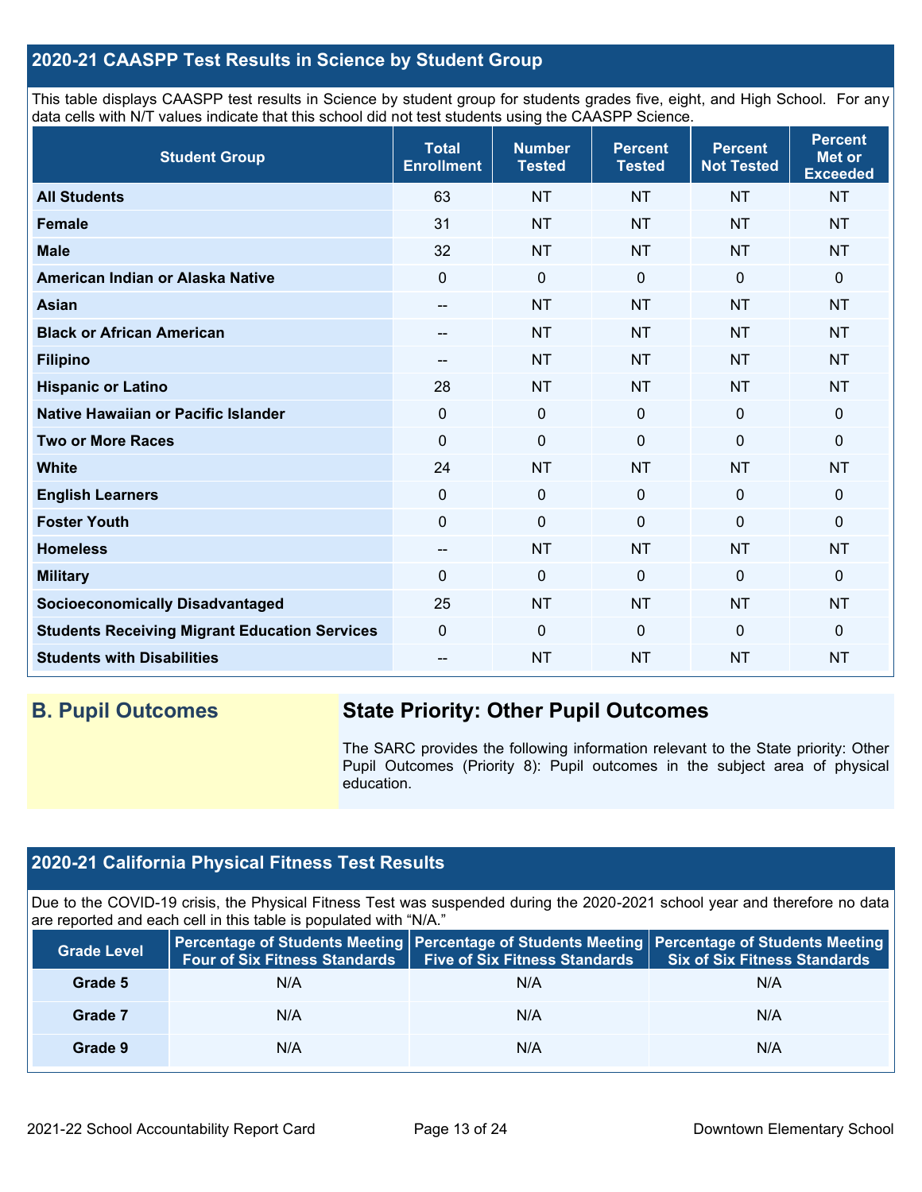## 2020-21 CAASPP Test Results in Science by Student Group

This table displays CAASPP test results in Science by student group for students grades five, eight, and High School. For any data cells with N/T values indicate that this school did not test students using the CAASPP Science.

| Student Group | Total Enrollment | Number Tested | Percent Tested | Percent Not Tested | Percent Met or Exceeded |
|---|---|---|---|---|---|
| **All Students** | 63 | NT | NT | NT | NT |
| **Female** | 31 | NT | NT | NT | NT |
| **Male** | 32 | NT | NT | NT | NT |
| **American Indian or Alaska Native** | 0 | 0 | 0 | 0 | 0 |
| **Asian** | -- | NT | NT | NT | NT |
| **Black or African American** | -- | NT | NT | NT | NT |
| **Filipino** | -- | NT | NT | NT | NT |
| **Hispanic or Latino** | 28 | NT | NT | NT | NT |
| **Native Hawaiian or Pacific Islander** | 0 | 0 | 0 | 0 | 0 |
| **Two or More Races** | 0 | 0 | 0 | 0 | 0 |
| **White** | 24 | NT | NT | NT | NT |
| **English Learners** | 0 | 0 | 0 | 0 | 0 |
| **Foster Youth** | 0 | 0 | 0 | 0 | 0 |
| **Homeless** | -- | NT | NT | NT | NT |
| **Military** | 0 | 0 | 0 | 0 | 0 |
| **Socioeconomically Disadvantaged** | 25 | NT | NT | NT | NT |
| **Students Receiving Migrant Education Services** | 0 | 0 | 0 | 0 | 0 |
| **Students with Disabilities** | -- | NT | NT | NT | NT |

## B. Pupil Outcomes

## State Priority: Other Pupil Outcomes

The SARC provides the following information relevant to the State priority: Other Pupil Outcomes (Priority 8): Pupil outcomes in the subject area of physical education.

## 2020-21 California Physical Fitness Test Results

Due to the COVID-19 crisis, the Physical Fitness Test was suspended during the 2020-2021 school year and therefore no data are reported and each cell in this table is populated with "N/A."

| Grade Level | Percentage of Students Meeting Four of Six Fitness Standards | Percentage of Students Meeting Five of Six Fitness Standards | Percentage of Students Meeting Six of Six Fitness Standards |
|---|---|---|---|
| **Grade 5** | N/A | N/A | N/A |
| **Grade 7** | N/A | N/A | N/A |
| **Grade 9** | N/A | N/A | N/A |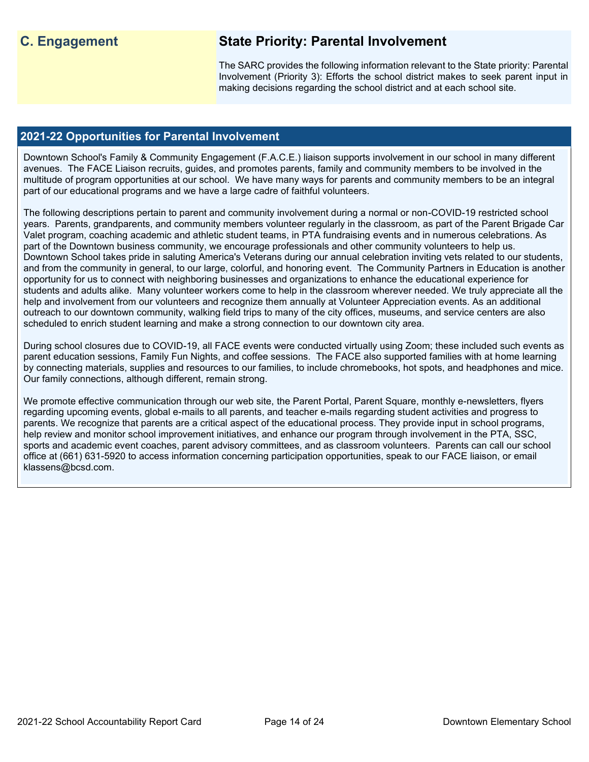## C. Engagement

## State Priority: Parental Involvement

The SARC provides the following information relevant to the State priority: Parental Involvement (Priority 3): Efforts the school district makes to seek parent input in making decisions regarding the school district and at each school site.

### 2021-22 Opportunities for Parental Involvement

Downtown School's Family & Community Engagement (F.A.C.E.) liaison supports involvement in our school in many different avenues. The FACE Liaison recruits, guides, and promotes parents, family and community members to be involved in the multitude of program opportunities at our school. We have many ways for parents and community members to be an integral part of our educational programs and we have a large cadre of faithful volunteers.

The following descriptions pertain to parent and community involvement during a normal or non-COVID-19 restricted school years. Parents, grandparents, and community members volunteer regularly in the classroom, as part of the Parent Brigade Car Valet program, coaching academic and athletic student teams, in PTA fundraising events and in numerous celebrations. As part of the Downtown business community, we encourage professionals and other community volunteers to help us. Downtown School takes pride in saluting America's Veterans during our annual celebration inviting vets related to our students, and from the community in general, to our large, colorful, and honoring event. The Community Partners in Education is another opportunity for us to connect with neighboring businesses and organizations to enhance the educational experience for students and adults alike. Many volunteer workers come to help in the classroom wherever needed. We truly appreciate all the help and involvement from our volunteers and recognize them annually at Volunteer Appreciation events. As an additional outreach to our downtown community, walking field trips to many of the city offices, museums, and service centers are also scheduled to enrich student learning and make a strong connection to our downtown city area.

During school closures due to COVID-19, all FACE events were conducted virtually using Zoom; these included such events as parent education sessions, Family Fun Nights, and coffee sessions. The FACE also supported families with at home learning by connecting materials, supplies and resources to our families, to include chromebooks, hot spots, and headphones and mice. Our family connections, although different, remain strong.

We promote effective communication through our web site, the Parent Portal, Parent Square, monthly e-newsletters, flyers regarding upcoming events, global e-mails to all parents, and teacher e-mails regarding student activities and progress to parents. We recognize that parents are a critical aspect of the educational process. They provide input in school programs, help review and monitor school improvement initiatives, and enhance our program through involvement in the PTA, SSC, sports and academic event coaches, parent advisory committees, and as classroom volunteers. Parents can call our school office at (661) 631-5920 to access information concerning participation opportunities, speak to our FACE liaison, or email klassens@bcsd.com.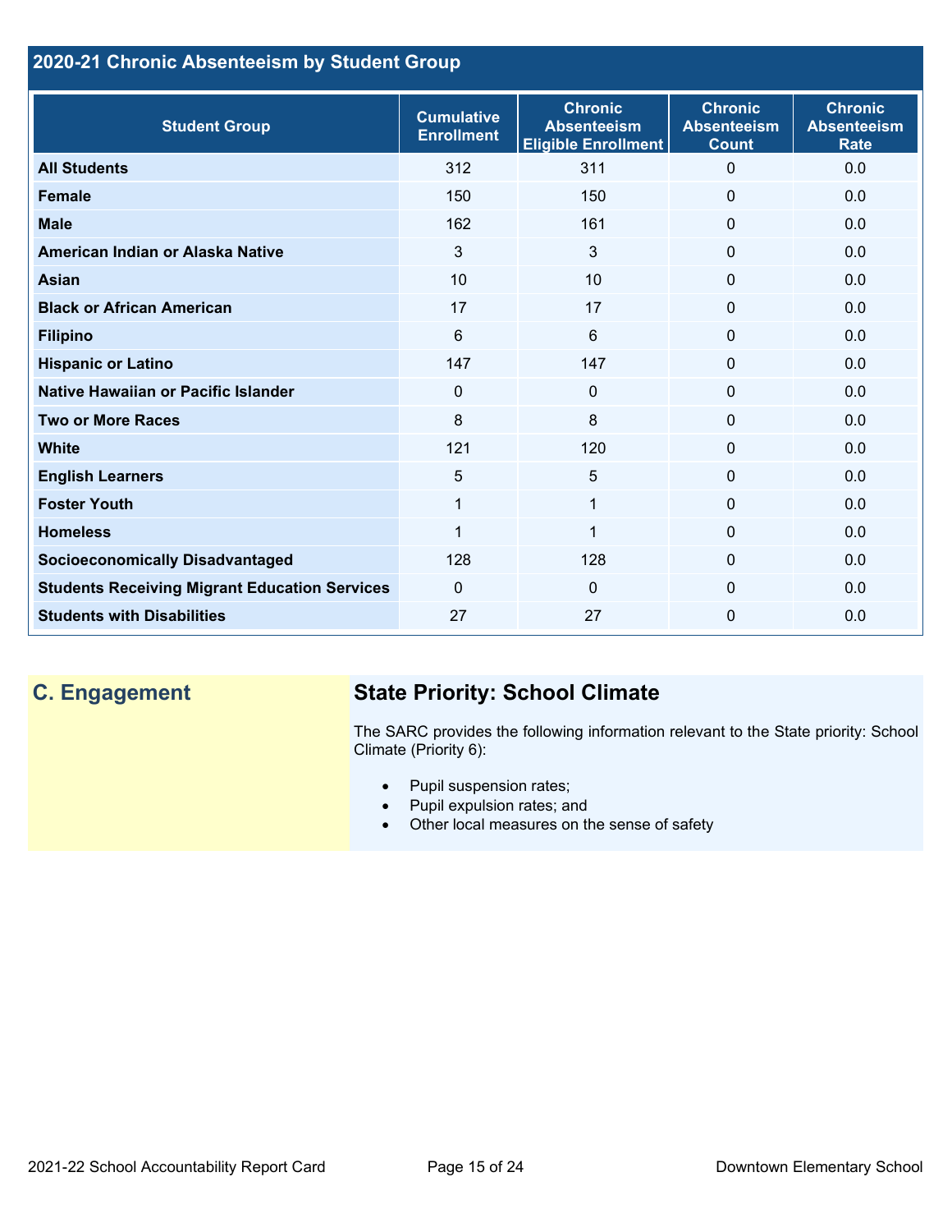## 2020-21 Chronic Absenteeism by Student Group

| Student Group | Cumulative Enrollment | Chronic Absenteeism Eligible Enrollment | Chronic Absenteeism Count | Chronic Absenteeism Rate |
|---|---|---|---|---|
| **All Students** | 312 | 311 | 0 | 0.0 |
| **Female** | 150 | 150 | 0 | 0.0 |
| **Male** | 162 | 161 | 0 | 0.0 |
| **American Indian or Alaska Native** | 3 | 3 | 0 | 0.0 |
| **Asian** | 10 | 10 | 0 | 0.0 |
| **Black or African American** | 17 | 17 | 0 | 0.0 |
| **Filipino** | 6 | 6 | 0 | 0.0 |
| **Hispanic or Latino** | 147 | 147 | 0 | 0.0 |
| **Native Hawaiian or Pacific Islander** | 0 | 0 | 0 | 0.0 |
| **Two or More Races** | 8 | 8 | 0 | 0.0 |
| **White** | 121 | 120 | 0 | 0.0 |
| **English Learners** | 5 | 5 | 0 | 0.0 |
| **Foster Youth** | 1 | 1 | 0 | 0.0 |
| **Homeless** | 1 | 1 | 0 | 0.0 |
| **Socioeconomically Disadvantaged** | 128 | 128 | 0 | 0.0 |
| **Students Receiving Migrant Education Services** | 0 | 0 | 0 | 0.0 |
| **Students with Disabilities** | 27 | 27 | 0 | 0.0 |

## C. Engagement

## State Priority: School Climate

The SARC provides the following information relevant to the State priority: School Climate (Priority 6):

- Pupil suspension rates;
- Pupil expulsion rates; and
- Other local measures on the sense of safety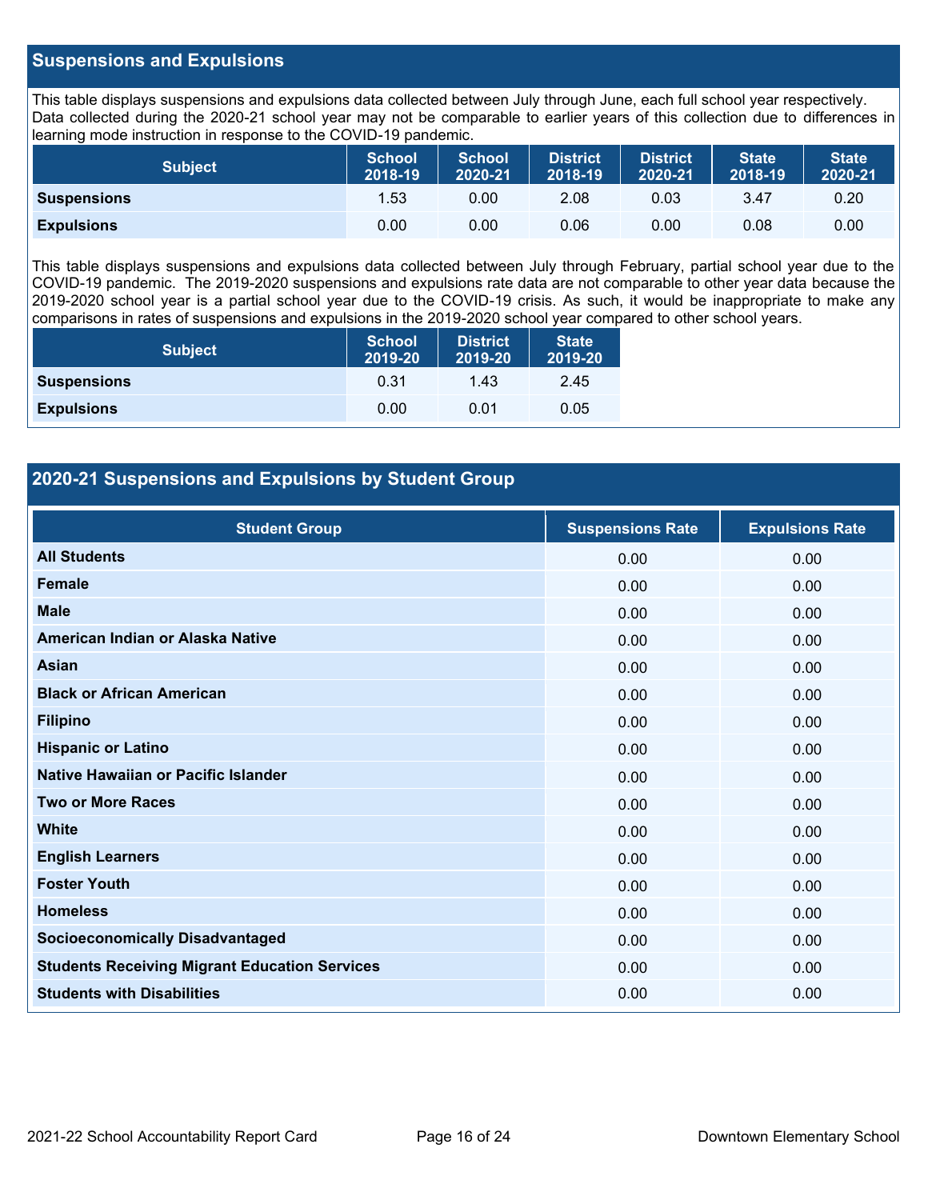## Suspensions and Expulsions

This table displays suspensions and expulsions data collected between July through June, each full school year respectively. Data collected during the 2020-21 school year may not be comparable to earlier years of this collection due to differences in learning mode instruction in response to the COVID-19 pandemic.

| Subject | School 2018-19 | School 2020-21 | District 2018-19 | District 2020-21 | State 2018-19 | State 2020-21 |
|---|---|---|---|---|---|---|
| **Suspensions** | 1.53 | 0.00 | 2.08 | 0.03 | 3.47 | 0.20 |
| **Expulsions** | 0.00 | 0.00 | 0.06 | 0.00 | 0.08 | 0.00 |

This table displays suspensions and expulsions data collected between July through February, partial school year due to the COVID-19 pandemic. The 2019-2020 suspensions and expulsions rate data are not comparable to other year data because the 2019-2020 school year is a partial school year due to the COVID-19 crisis. As such, it would be inappropriate to make any comparisons in rates of suspensions and expulsions in the 2019-2020 school year compared to other school years.

| Subject | School 2019-20 | District 2019-20 | State 2019-20 |
|---|---|---|---|
| **Suspensions** | 0.31 | 1.43 | 2.45 |
| **Expulsions** | 0.00 | 0.01 | 0.05 |

## 2020-21 Suspensions and Expulsions by Student Group

| Student Group | Suspensions Rate | Expulsions Rate |
|---|---|---|
| **All Students** | 0.00 | 0.00 |
| **Female** | 0.00 | 0.00 |
| **Male** | 0.00 | 0.00 |
| **American Indian or Alaska Native** | 0.00 | 0.00 |
| **Asian** | 0.00 | 0.00 |
| **Black or African American** | 0.00 | 0.00 |
| **Filipino** | 0.00 | 0.00 |
| **Hispanic or Latino** | 0.00 | 0.00 |
| **Native Hawaiian or Pacific Islander** | 0.00 | 0.00 |
| **Two or More Races** | 0.00 | 0.00 |
| **White** | 0.00 | 0.00 |
| **English Learners** | 0.00 | 0.00 |
| **Foster Youth** | 0.00 | 0.00 |
| **Homeless** | 0.00 | 0.00 |
| **Socioeconomically Disadvantaged** | 0.00 | 0.00 |
| **Students Receiving Migrant Education Services** | 0.00 | 0.00 |
| **Students with Disabilities** | 0.00 | 0.00 |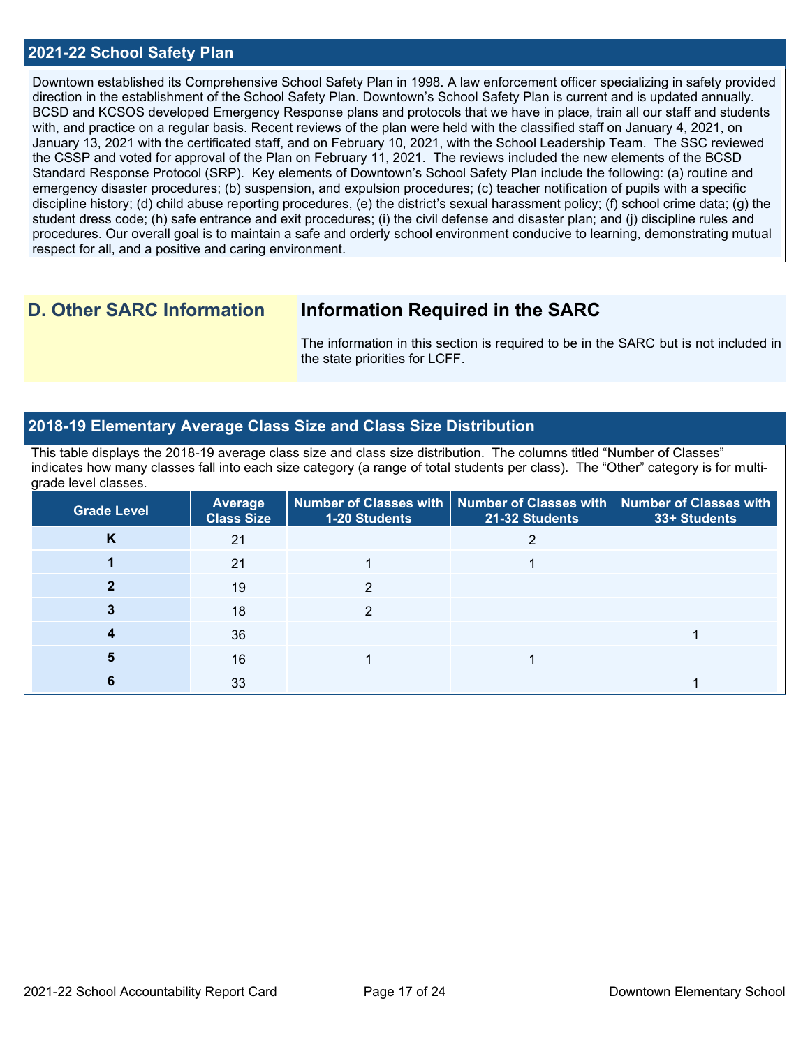## 2021-22 School Safety Plan

Downtown established its Comprehensive School Safety Plan in 1998. A law enforcement officer specializing in safety provided direction in the establishment of the School Safety Plan. Downtown's School Safety Plan is current and is updated annually. BCSD and KCSOS developed Emergency Response plans and protocols that we have in place, train all our staff and students with, and practice on a regular basis. Recent reviews of the plan were held with the classified staff on January 4, 2021, on January 13, 2021 with the certificated staff, and on February 10, 2021, with the School Leadership Team. The SSC reviewed the CSSP and voted for approval of the Plan on February 11, 2021. The reviews included the new elements of the BCSD Standard Response Protocol (SRP). Key elements of Downtown's School Safety Plan include the following: (a) routine and emergency disaster procedures; (b) suspension, and expulsion procedures; (c) teacher notification of pupils with a specific discipline history; (d) child abuse reporting procedures, (e) the district's sexual harassment policy; (f) school crime data; (g) the student dress code; (h) safe entrance and exit procedures; (i) the civil defense and disaster plan; and (j) discipline rules and procedures. Our overall goal is to maintain a safe and orderly school environment conducive to learning, demonstrating mutual respect for all, and a positive and caring environment.

## D. Other SARC Information

### Information Required in the SARC

The information in this section is required to be in the SARC but is not included in the state priorities for LCFF.

## 2018-19 Elementary Average Class Size and Class Size Distribution

This table displays the 2018-19 average class size and class size distribution. The columns titled "Number of Classes" indicates how many classes fall into each size category (a range of total students per class). The "Other" category is for multi-grade level classes.

| Grade Level | Average Class Size | Number of Classes with 1-20 Students | Number of Classes with 21-32 Students | Number of Classes with 33+ Students |
|---|---|---|---|---|
| K | 21 | | 2 | |
| 1 | 21 | 1 | 1 | |
| 2 | 19 | 2 | | |
| 3 | 18 | 2 | | |
| 4 | 36 | | | 1 |
| 5 | 16 | 1 | 1 | |
| 6 | 33 | | | 1 |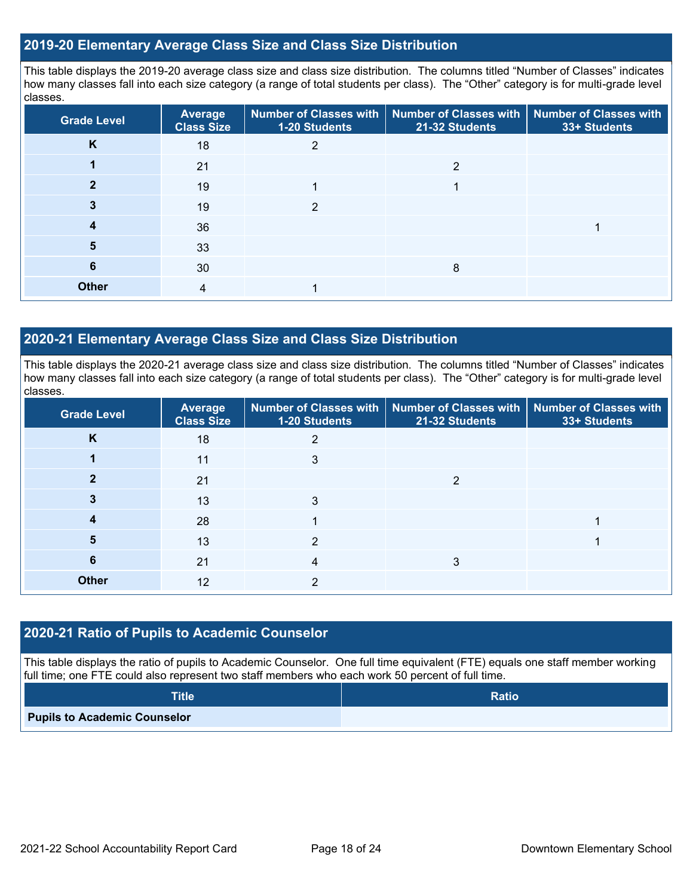## 2019-20 Elementary Average Class Size and Class Size Distribution

This table displays the 2019-20 average class size and class size distribution. The columns titled “Number of Classes” indicates how many classes fall into each size category (a range of total students per class). The “Other” category is for multi-grade level classes.

| Grade Level | Average Class Size | Number of Classes with 1-20 Students | Number of Classes with 21-32 Students | Number of Classes with 33+ Students |
|---|---|---|---|---|
| K | 18 | 2 | | |
| 1 | 21 | | 2 | |
| 2 | 19 | 1 | 1 | |
| 3 | 19 | 2 | | |
| 4 | 36 | | | 1 |
| 5 | 33 | | | |
| 6 | 30 | | 8 | |
| Other | 4 | 1 | | |

## 2020-21 Elementary Average Class Size and Class Size Distribution

This table displays the 2020-21 average class size and class size distribution. The columns titled “Number of Classes” indicates how many classes fall into each size category (a range of total students per class). The “Other” category is for multi-grade level classes.

| Grade Level | Average Class Size | Number of Classes with 1-20 Students | Number of Classes with 21-32 Students | Number of Classes with 33+ Students |
|---|---|---|---|---|
| K | 18 | 2 | | |
| 1 | 11 | 3 | | |
| 2 | 21 | | 2 | |
| 3 | 13 | 3 | | |
| 4 | 28 | 1 | | 1 |
| 5 | 13 | 2 | | 1 |
| 6 | 21 | 4 | 3 | |
| Other | 12 | 2 | | |

## 2020-21 Ratio of Pupils to Academic Counselor

This table displays the ratio of pupils to Academic Counselor. One full time equivalent (FTE) equals one staff member working full time; one FTE could also represent two staff members who each work 50 percent of full time.

| Title | Ratio |
|---|---|
| Pupils to Academic Counselor | |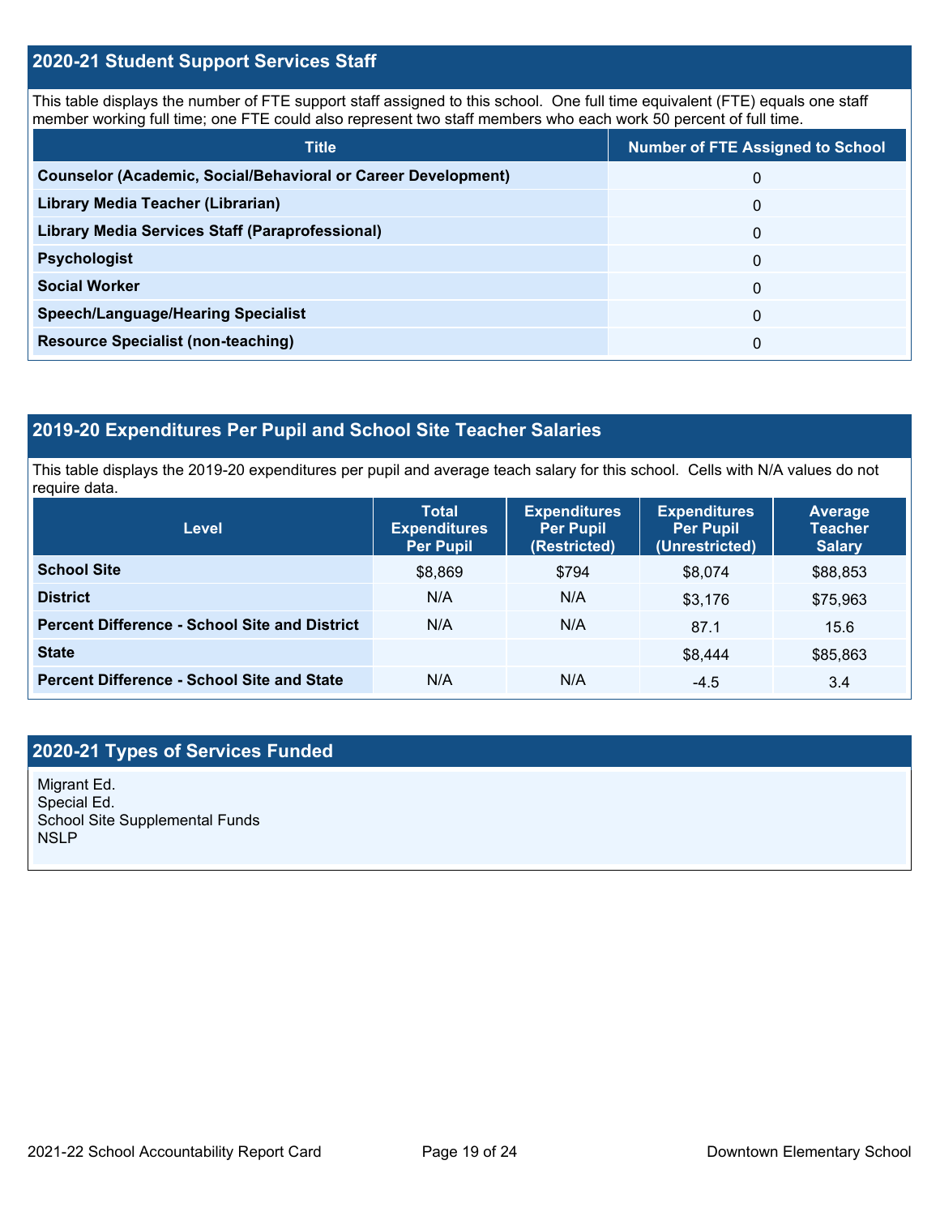## 2020-21 Student Support Services Staff

This table displays the number of FTE support staff assigned to this school. One full time equivalent (FTE) equals one staff member working full time; one FTE could also represent two staff members who each work 50 percent of full time.

| Title | Number of FTE Assigned to School |
|---|---|
| **Counselor (Academic, Social/Behavioral or Career Development)** | 0 |
| **Library Media Teacher (Librarian)** | 0 |
| **Library Media Services Staff (Paraprofessional)** | 0 |
| **Psychologist** | 0 |
| **Social Worker** | 0 |
| **Speech/Language/Hearing Specialist** | 0 |
| **Resource Specialist (non-teaching)** | 0 |

## 2019-20 Expenditures Per Pupil and School Site Teacher Salaries

This table displays the 2019-20 expenditures per pupil and average teach salary for this school. Cells with N/A values do not require data.

| Level | Total Expenditures Per Pupil | Expenditures Per Pupil (Restricted) | Expenditures Per Pupil (Unrestricted) | Average Teacher Salary |
|---|---|---|---|---|
| **School Site** | $8,869 | $794 | $8,074 | $88,853 |
| **District** | N/A | N/A | $3,176 | $75,963 |
| **Percent Difference - School Site and District** | N/A | N/A | 87.1 | 15.6 |
| **State** | | | $8,444 | $85,863 |
| **Percent Difference - School Site and State** | N/A | N/A | -4.5 | 3.4 |

## 2020-21 Types of Services Funded

Migrant Ed.
Special Ed.
School Site Supplemental Funds
NSLP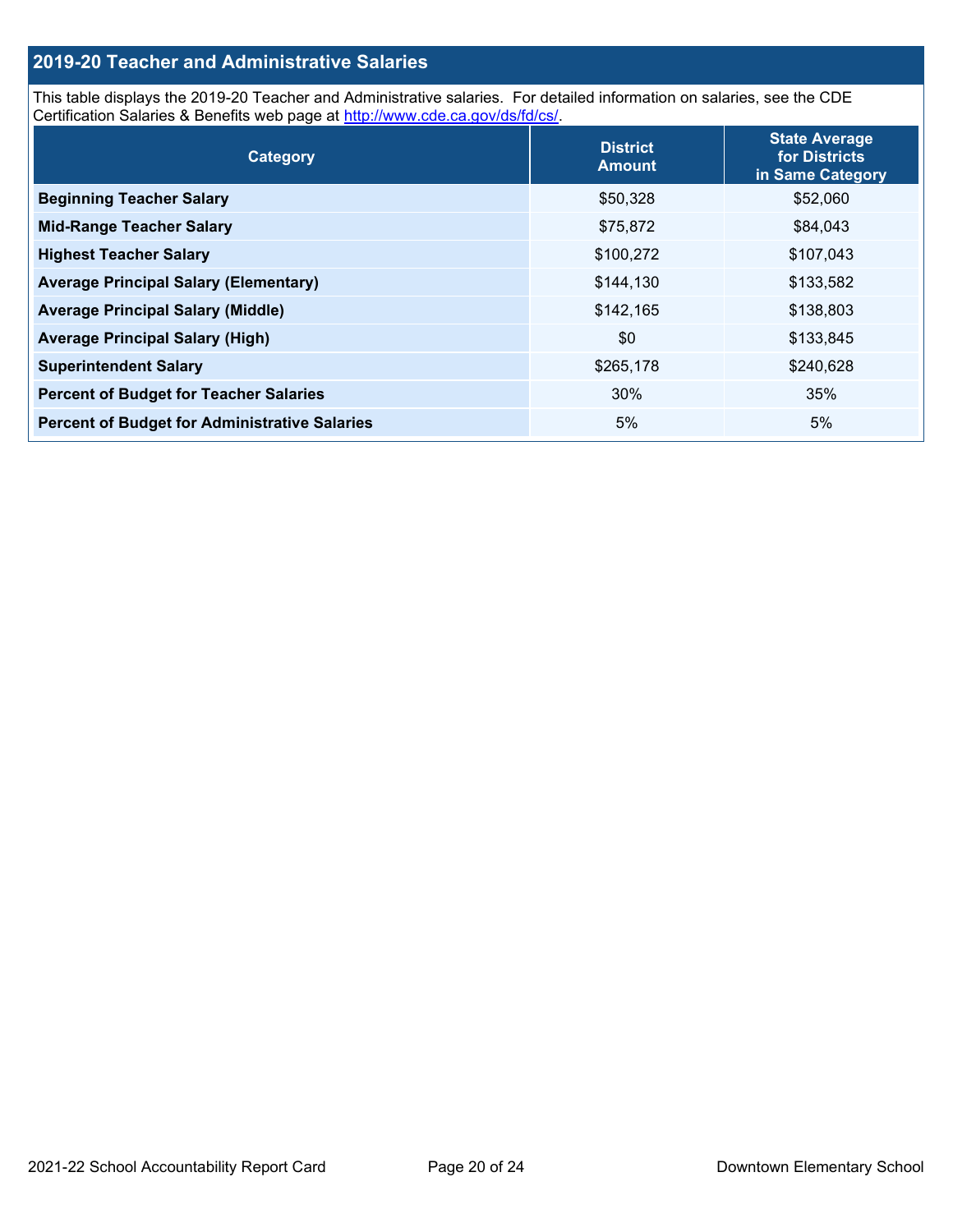## 2019-20 Teacher and Administrative Salaries

This table displays the 2019-20 Teacher and Administrative salaries. For detailed information on salaries, see the CDE Certification Salaries & Benefits web page at http://www.cde.ca.gov/ds/fd/cs/.

| Category | District Amount | State Average for Districts in Same Category |
|---|---|---|
| **Beginning Teacher Salary** | $50,328 | $52,060 |
| **Mid-Range Teacher Salary** | $75,872 | $84,043 |
| **Highest Teacher Salary** | $100,272 | $107,043 |
| **Average Principal Salary (Elementary)** | $144,130 | $133,582 |
| **Average Principal Salary (Middle)** | $142,165 | $138,803 |
| **Average Principal Salary (High)** | $0 | $133,845 |
| **Superintendent Salary** | $265,178 | $240,628 |
| **Percent of Budget for Teacher Salaries** | 30% | 35% |
| **Percent of Budget for Administrative Salaries** | 5% | 5% |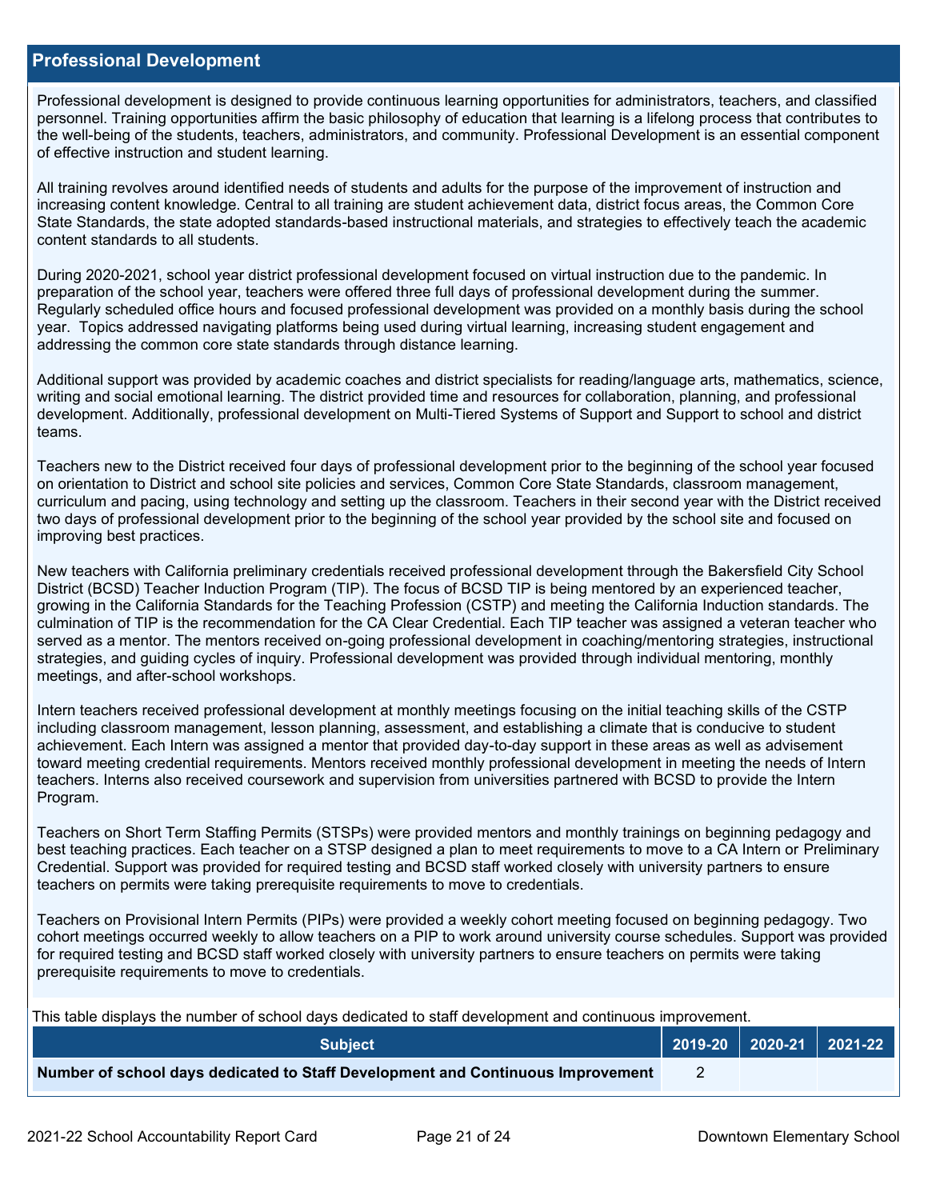## Professional Development

Professional development is designed to provide continuous learning opportunities for administrators, teachers, and classified personnel. Training opportunities affirm the basic philosophy of education that learning is a lifelong process that contributes to the well-being of the students, teachers, administrators, and community. Professional Development is an essential component of effective instruction and student learning.

All training revolves around identified needs of students and adults for the purpose of the improvement of instruction and increasing content knowledge. Central to all training are student achievement data, district focus areas, the Common Core State Standards, the state adopted standards-based instructional materials, and strategies to effectively teach the academic content standards to all students.

During 2020-2021, school year district professional development focused on virtual instruction due to the pandemic. In preparation of the school year, teachers were offered three full days of professional development during the summer. Regularly scheduled office hours and focused professional development was provided on a monthly basis during the school year. Topics addressed navigating platforms being used during virtual learning, increasing student engagement and addressing the common core state standards through distance learning.

Additional support was provided by academic coaches and district specialists for reading/language arts, mathematics, science, writing and social emotional learning. The district provided time and resources for collaboration, planning, and professional development. Additionally, professional development on Multi-Tiered Systems of Support and Support to school and district teams.

Teachers new to the District received four days of professional development prior to the beginning of the school year focused on orientation to District and school site policies and services, Common Core State Standards, classroom management, curriculum and pacing, using technology and setting up the classroom. Teachers in their second year with the District received two days of professional development prior to the beginning of the school year provided by the school site and focused on improving best practices.

New teachers with California preliminary credentials received professional development through the Bakersfield City School District (BCSD) Teacher Induction Program (TIP). The focus of BCSD TIP is being mentored by an experienced teacher, growing in the California Standards for the Teaching Profession (CSTP) and meeting the California Induction standards. The culmination of TIP is the recommendation for the CA Clear Credential. Each TIP teacher was assigned a veteran teacher who served as a mentor. The mentors received on-going professional development in coaching/mentoring strategies, instructional strategies, and guiding cycles of inquiry. Professional development was provided through individual mentoring, monthly meetings, and after-school workshops.

Intern teachers received professional development at monthly meetings focusing on the initial teaching skills of the CSTP including classroom management, lesson planning, assessment, and establishing a climate that is conducive to student achievement. Each Intern was assigned a mentor that provided day-to-day support in these areas as well as advisement toward meeting credential requirements. Mentors received monthly professional development in meeting the needs of Intern teachers. Interns also received coursework and supervision from universities partnered with BCSD to provide the Intern Program.

Teachers on Short Term Staffing Permits (STSPs) were provided mentors and monthly trainings on beginning pedagogy and best teaching practices. Each teacher on a STSP designed a plan to meet requirements to move to a CA Intern or Preliminary Credential. Support was provided for required testing and BCSD staff worked closely with university partners to ensure teachers on permits were taking prerequisite requirements to move to credentials.

Teachers on Provisional Intern Permits (PIPs) were provided a weekly cohort meeting focused on beginning pedagogy. Two cohort meetings occurred weekly to allow teachers on a PIP to work around university course schedules. Support was provided for required testing and BCSD staff worked closely with university partners to ensure teachers on permits were taking prerequisite requirements to move to credentials.

This table displays the number of school days dedicated to staff development and continuous improvement.

| Subject | 2019-20 | 2020-21 | 2021-22 |
|---|---|---|---|
| **Number of school days dedicated to Staff Development and Continuous Improvement** | 2 | | |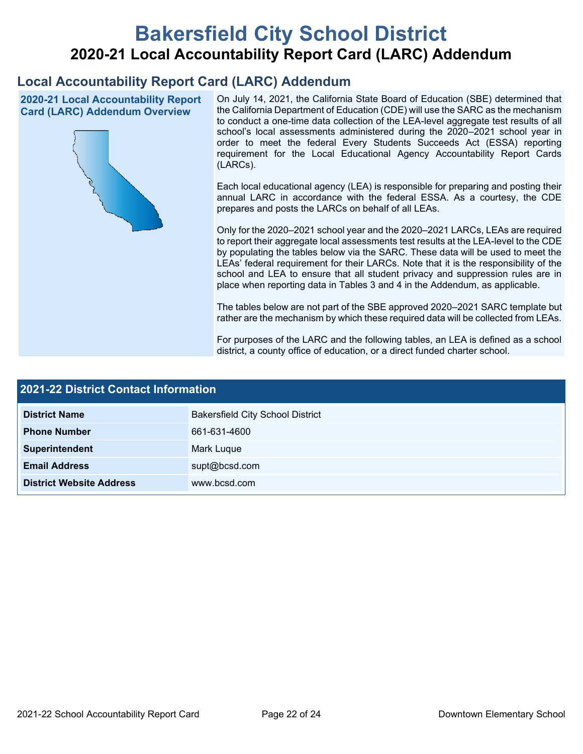# Bakersfield City School District

## 2020-21 Local Accountability Report Card (LARC) Addendum

## Local Accountability Report Card (LARC) Addendum

### 2020-21 Local Accountability Report Card (LARC) Addendum Overview

On July 14, 2021, the California State Board of Education (SBE) determined that the California Department of Education (CDE) will use the SARC as the mechanism to conduct a one-time data collection of the LEA-level aggregate test results of all school's local assessments administered during the 2020–2021 school year in order to meet the federal Every Students Succeeds Act (ESSA) reporting requirement for the Local Educational Agency Accountability Report Cards (LARCs).

Each local educational agency (LEA) is responsible for preparing and posting their annual LARC in accordance with the federal ESSA. As a courtesy, the CDE prepares and posts the LARCs on behalf of all LEAs.

Only for the 2020–2021 school year and the 2020–2021 LARCs, LEAs are required to report their aggregate local assessments test results at the LEA-level to the CDE by populating the tables below via the SARC. These data will be used to meet the LEAs' federal requirement for their LARCs. Note that it is the responsibility of the school and LEA to ensure that all student privacy and suppression rules are in place when reporting data in Tables 3 and 4 in the Addendum, as applicable.

The tables below are not part of the SBE approved 2020–2021 SARC template but rather are the mechanism by which these required data will be collected from LEAs.

For purposes of the LARC and the following tables, an LEA is defined as a school district, a county office of education, or a direct funded charter school.

### 2021-22 District Contact Information

| 2021-22 District Contact Information | |
|---|---|
| **District Name** | Bakersfield City School District |
| **Phone Number** | 661-631-4600 |
| **Superintendent** | Mark Luque |
| **Email Address** | supt@bcsd.com |
| **District Website Address** | www.bcsd.com |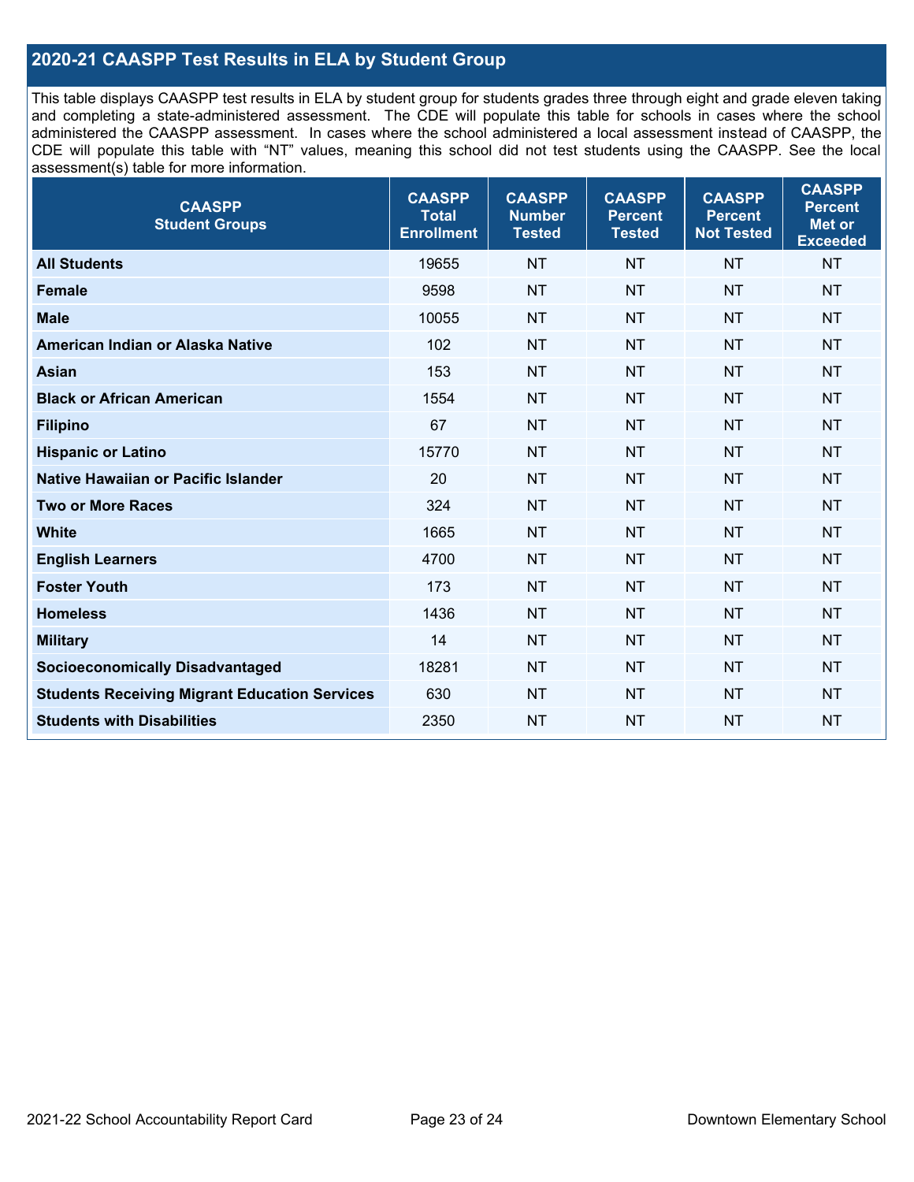## 2020-21 CAASPP Test Results in ELA by Student Group

This table displays CAASPP test results in ELA by student group for students grades three through eight and grade eleven taking and completing a state-administered assessment. The CDE will populate this table for schools in cases where the school administered the CAASPP assessment. In cases where the school administered a local assessment instead of CAASPP, the CDE will populate this table with "NT" values, meaning this school did not test students using the CAASPP. See the local assessment(s) table for more information.

| CAASPP Student Groups | CAASPP Total Enrollment | CAASPP Number Tested | CAASPP Percent Tested | CAASPP Percent Not Tested | CAASPP Percent Met or Exceeded |
|---|---|---|---|---|---|
| **All Students** | 19655 | NT | NT | NT | NT |
| **Female** | 9598 | NT | NT | NT | NT |
| **Male** | 10055 | NT | NT | NT | NT |
| **American Indian or Alaska Native** | 102 | NT | NT | NT | NT |
| **Asian** | 153 | NT | NT | NT | NT |
| **Black or African American** | 1554 | NT | NT | NT | NT |
| **Filipino** | 67 | NT | NT | NT | NT |
| **Hispanic or Latino** | 15770 | NT | NT | NT | NT |
| **Native Hawaiian or Pacific Islander** | 20 | NT | NT | NT | NT |
| **Two or More Races** | 324 | NT | NT | NT | NT |
| **White** | 1665 | NT | NT | NT | NT |
| **English Learners** | 4700 | NT | NT | NT | NT |
| **Foster Youth** | 173 | NT | NT | NT | NT |
| **Homeless** | 1436 | NT | NT | NT | NT |
| **Military** | 14 | NT | NT | NT | NT |
| **Socioeconomically Disadvantaged** | 18281 | NT | NT | NT | NT |
| **Students Receiving Migrant Education Services** | 630 | NT | NT | NT | NT |
| **Students with Disabilities** | 2350 | NT | NT | NT | NT |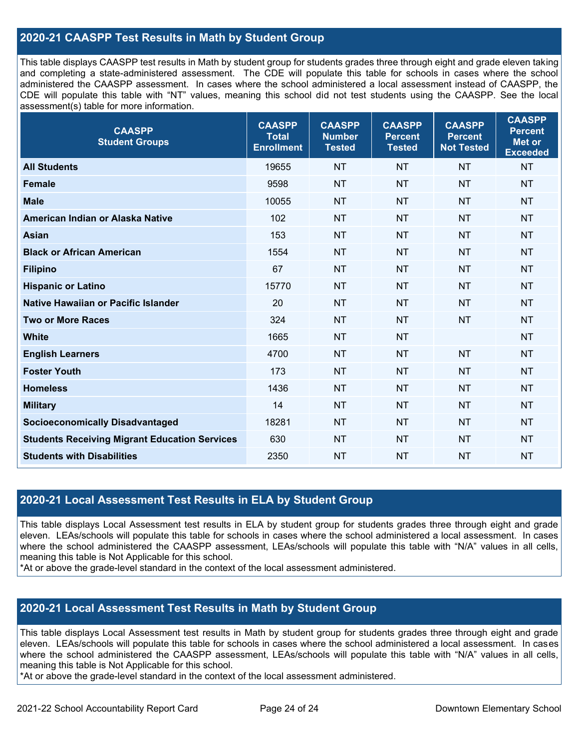## 2020-21 CAASPP Test Results in Math by Student Group

This table displays CAASPP test results in Math by student group for students grades three through eight and grade eleven taking and completing a state-administered assessment. The CDE will populate this table for schools in cases where the school administered the CAASPP assessment. In cases where the school administered a local assessment instead of CAASPP, the CDE will populate this table with "NT" values, meaning this school did not test students using the CAASPP. See the local assessment(s) table for more information.

| CAASPP Student Groups | CAASPP Total Enrollment | CAASPP Number Tested | CAASPP Percent Tested | CAASPP Percent Not Tested | CAASPP Percent Met or Exceeded |
|---|---|---|---|---|---|
| **All Students** | 19655 | NT | NT | NT | NT |
| **Female** | 9598 | NT | NT | NT | NT |
| **Male** | 10055 | NT | NT | NT | NT |
| **American Indian or Alaska Native** | 102 | NT | NT | NT | NT |
| **Asian** | 153 | NT | NT | NT | NT |
| **Black or African American** | 1554 | NT | NT | NT | NT |
| **Filipino** | 67 | NT | NT | NT | NT |
| **Hispanic or Latino** | 15770 | NT | NT | NT | NT |
| **Native Hawaiian or Pacific Islander** | 20 | NT | NT | NT | NT |
| **Two or More Races** | 324 | NT | NT | NT | NT |
| **White** | 1665 | NT | NT | | NT |
| **English Learners** | 4700 | NT | NT | NT | NT |
| **Foster Youth** | 173 | NT | NT | NT | NT |
| **Homeless** | 1436 | NT | NT | NT | NT |
| **Military** | 14 | NT | NT | NT | NT |
| **Socioeconomically Disadvantaged** | 18281 | NT | NT | NT | NT |
| **Students Receiving Migrant Education Services** | 630 | NT | NT | NT | NT |
| **Students with Disabilities** | 2350 | NT | NT | NT | NT |

## 2020-21 Local Assessment Test Results in ELA by Student Group

This table displays Local Assessment test results in ELA by student group for students grades three through eight and grade eleven. LEAs/schools will populate this table for schools in cases where the school administered a local assessment. In cases where the school administered the CAASPP assessment, LEAs/schools will populate this table with "N/A" values in all cells, meaning this table is Not Applicable for this school.
*At or above the grade-level standard in the context of the local assessment administered.

## 2020-21 Local Assessment Test Results in Math by Student Group

This table displays Local Assessment test results in Math by student group for students grades three through eight and grade eleven. LEAs/schools will populate this table for schools in cases where the school administered a local assessment. In cases where the school administered the CAASPP assessment, LEAs/schools will populate this table with "N/A" values in all cells, meaning this table is Not Applicable for this school.
*At or above the grade-level standard in the context of the local assessment administered.